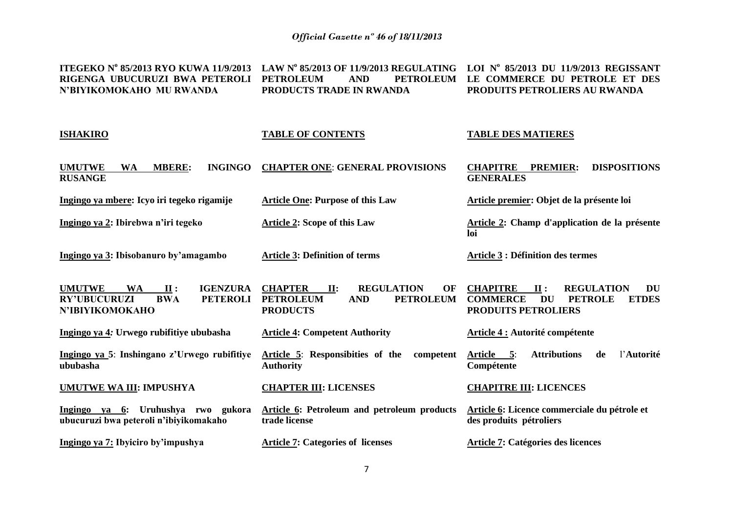| ITEGEKO N° 85/2013 RYO KUWA 11/9/2013 RIGENGA UBUCURUZI BWA PETEROLI N'BIYIKOMOKAHO MU RWANDA | LAW N° 85/2013 OF 11/9/2013 REGULATING PETROLEUM AND PETROLEUM PRODUCTS TRADE IN RWANDA | LOI N° 85/2013 DU 11/9/2013 REGISSANT LE COMMERCE DU PETROLE ET DES PRODUITS PETROLIERS AU RWANDA |
|---|---|---|
| **ISHAKIRO** | **TABLE OF CONTENTS** | **TABLE DES MATIERES** |
| **UMUTWE WA MBERE: INGINGO RUSANGE** | **CHAPTER ONE: GENERAL PROVISIONS** | **CHAPITRE PREMIER: DISPOSITIONS GENERALES** |
| **Ingingo ya mbere: Icyo iri tegeko rigamije** | **Article One: Purpose of this Law** | **Article premier: Objet de la présente loi** |
| **Ingingo ya 2: Ibirebwa n'iri tegeko** | **Article 2: Scope of this Law** | **Article 2: Champ d'application de la présente loi** |
| **Ingingo ya 3: Ibisobanuro by'amagambo** | **Article 3: Definition of terms** | **Article 3 : Définition des termes** |
| **UMUTWE WA II : IGENZURA RY'UBUCURUZI BWA PETEROLI N'IBIYIKOMOKAHO** | **CHAPTER II: REGULATION OF PETROLEUM AND PETROLEUM PRODUCTS** | **CHAPITRE II : REGULATION DU COMMERCE DU PETROLE ETDES PRODUITS PETROLIERS** |
| **Ingingo ya 4: Urwego rubifitiye ububasha** | **Article 4: Competent Authority** | **Article 4 : Autorité compétente** |
| **Ingingo ya 5: Inshingano z'Urwego rubifitiye ububasha** | **Article 5: Responsibities of the competent Authority** | **Article 5: Attributions de l'Autorité Compétente** |
| **UMUTWE WA III: IMPUSHYA** | **CHAPTER III: LICENSES** | **CHAPITRE III: LICENCES** |
| **Ingingo ya 6: Uruhushya rwo gukora ubucuruzi bwa peteroli n'ibiyikomakaho** | **Article 6: Petroleum and petroleum products trade license** | **Article 6: Licence commerciale du pétrole et des produits pétroliers** |
| **Ingingo ya 7: Ibyiciro by'impushya** | **Article 7: Categories of licenses** | **Article 7: Catégories des licences** |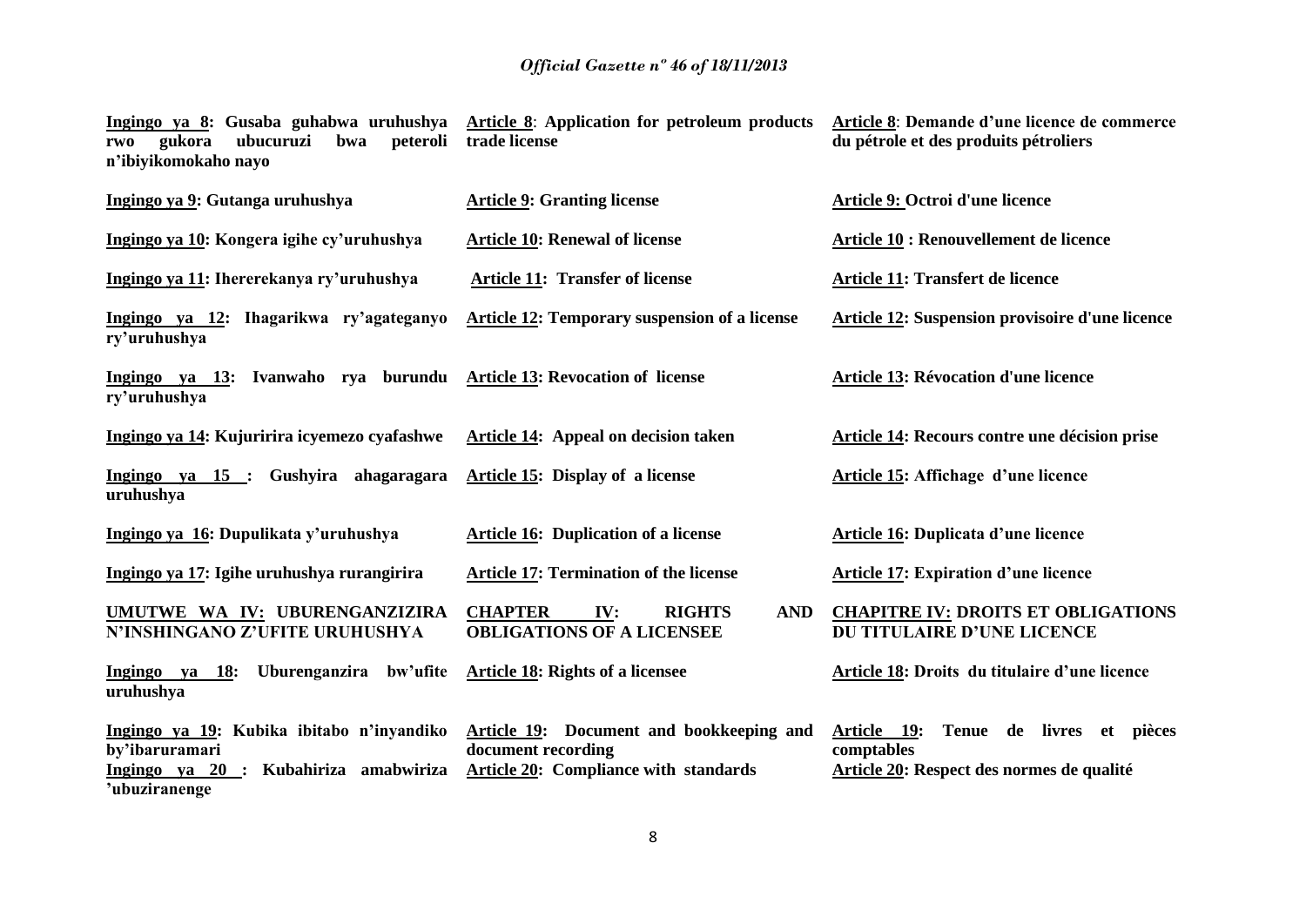**Ingingo ya 8: Gusaba guhabwa uruhushya rwo gukora ubucuruzi bwa peteroli n'ibiyikomokaho nayo**

**Ingingo ya 9: Gutanga uruhushya**

**Ingingo ya 10: Kongera igihe cy'uruhushya**

**Ingingo ya 11: Ihererekanya ry'uruhushya**

**Ingingo ya 12: Ihagarikwa ry'agateganyo ry'uruhushya**

**Ingingo ya 13: Ivanwaho rya burundu ry'uruhushya**

**Ingingo ya 14: Kujuririra icyemezo cyafashwe**

**Ingingo ya 15 : Gushyira ahagaragara uruhushya**

**Ingingo ya 16: Dupulikata y'uruhushya**

**Ingingo ya 17: Igihe uruhushya rurangirira**

**UMUTWE WA IV: UBURENGANZIZIRA N'INSHINGANO Z'UFITE URUHUSHYA**

**Ingingo ya 18: Uburenganzira bw'ufite uruhushya**

**Ingingo ya 19: Kubika ibitabo n'inyandiko by'ibaruramari**

**Ingingo ya 20 : Kubahiriza amabwiriza 'ubuziranenge**

**Article 8: Application for petroleum products trade license**

**Article 9: Granting license**

**Article 10: Renewal of license**

**Article 11: Transfer of license**

**Article 12: Temporary suspension of a license**

**Article 13: Revocation of license**

**Article 14: Appeal on decision taken**

**Article 15: Display of a license**

**Article 16: Duplication of a license**

**Article 17: Termination of the license**

**CHAPTER IV: RIGHTS AND OBLIGATIONS OF A LICENSEE**

**Article 18: Rights of a licensee**

**Article 19: Document and bookkeeping and document recording**

**Article 20: Compliance with standards**

**Article 8: Demande d'une licence de commerce du pétrole et des produits pétroliers**

**Article 9: Octroi d'une licence**

**Article 10 : Renouvellement de licence**

**Article 11: Transfert de licence**

**Article 12: Suspension provisoire d'une licence**

**Article 13: Révocation d'une licence**

**Article 14: Recours contre une décision prise**

**Article 15: Affichage d'une licence**

**Article 16: Duplicata d'une licence**

**Article 17: Expiration d'une licence**

**CHAPITRE IV: DROITS ET OBLIGATIONS DU TITULAIRE D'UNE LICENCE**

**Article 18: Droits du titulaire d'une licence**

**Article 19: Tenue de livres et pièces comptables**

**Article 20: Respect des normes de qualité**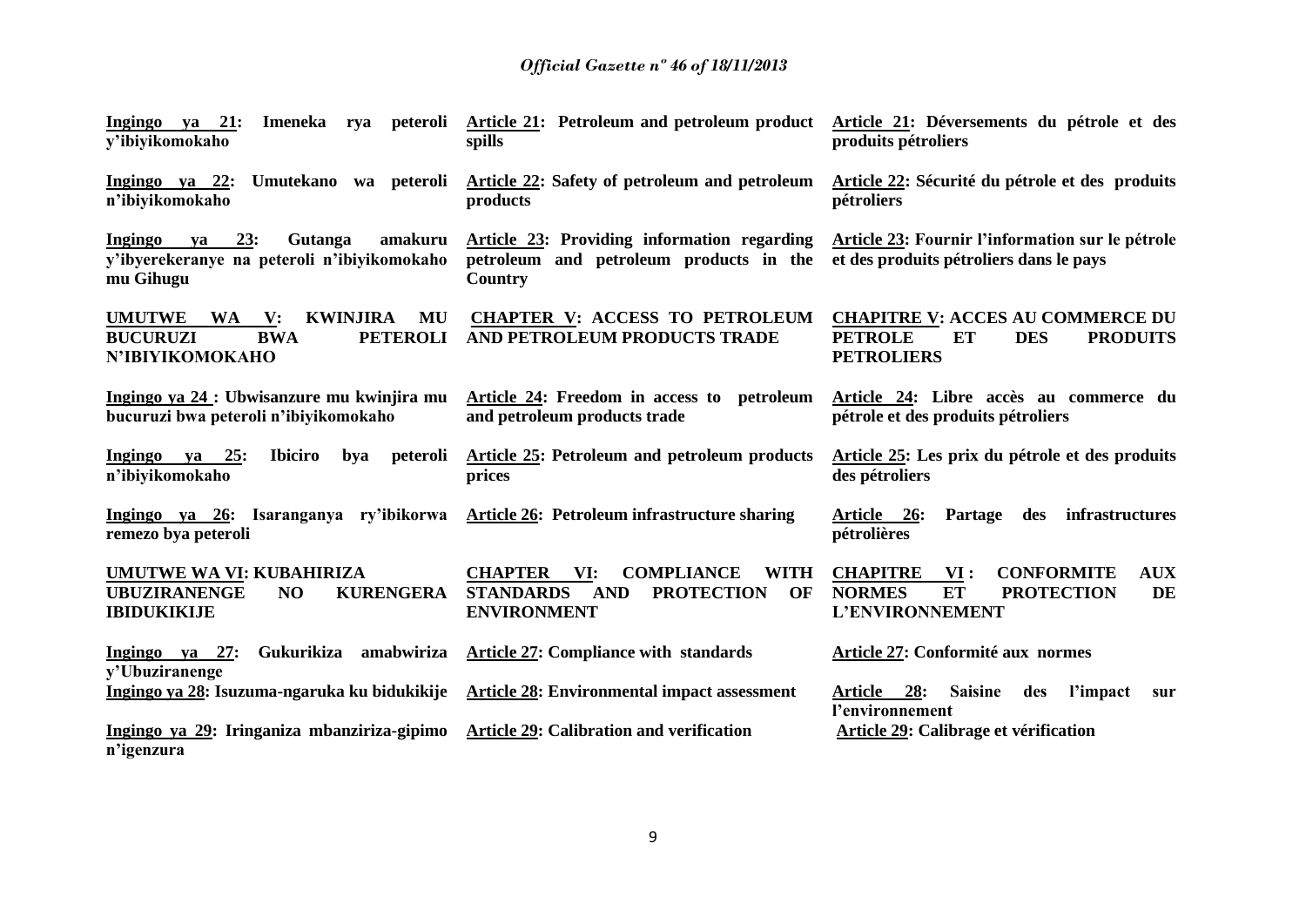| | | |
|---|---|---|
| **Ingingo ya 21: Imeneka rya peteroli y'ibiyikomokaho** | **Article 21: Petroleum and petroleum product spills** | **Article 21: Déversements du pétrole et des produits pétroliers** |
| **Ingingo ya 22: Umutekano wa peteroli n'ibiyikomokaho** | **Article 22: Safety of petroleum and petroleum products** | **Article 22: Sécurité du pétrole et des produits pétroliers** |
| **Ingingo ya 23: Gutanga amakuru y'ibyerekeranye na peteroli n'ibiyikomokaho mu Gihugu** | **Article 23: Providing information regarding petroleum and petroleum products in the Country** | **Article 23: Fournir l'information sur le pétrole et des produits pétroliers dans le pays** |
| **UMUTWE WA V: KWINJIRA MU BUCURUZI BWA PETEROLI N'IBIYIKOMOKAHO** | **CHAPTER V: ACCESS TO PETROLEUM AND PETROLEUM PRODUCTS TRADE** | **CHAPITRE V: ACCES AU COMMERCE DU PETROLE ET DES PRODUITS PETROLIERS** |
| **Ingingo ya 24 : Ubwisanzure mu kwinjira mu bucuruzi bwa peteroli n'ibiyikomokaho** | **Article 24: Freedom in access to petroleum and petroleum products trade** | **Article 24: Libre accès au commerce du pétrole et des produits pétroliers** |
| **Ingingo ya 25: Ibiciro bya peteroli n'ibiyikomokaho** | **Article 25: Petroleum and petroleum products prices** | **Article 25: Les prix du pétrole et des produits des pétroliers** |
| **Ingingo ya 26: Isaranganya ry'ibikorwa remezo bya peteroli** | **Article 26: Petroleum infrastructure sharing** | **Article 26: Partage des infrastructures pétrolières** |
| **UMUTWE WA VI: KUBAHIRIZA UBUZIRANENGE NO KURENGERA IBIDUKIKIJE** | **CHAPTER VI: COMPLIANCE WITH STANDARDS AND PROTECTION OF ENVIRONMENT** | **CHAPITRE VI : CONFORMITE AUX NORMES ET PROTECTION DE L'ENVIRONNEMENT** |
| **Ingingo ya 27: Gukurikiza amabwiriza y'Ubuziranenge** | **Article 27: Compliance with standards** | **Article 27: Conformité aux normes** |
| **Ingingo ya 28: Isuzuma-ngaruka ku bidukikije** | **Article 28: Environmental impact assessment** | **Article 28: Saisine des l'impact sur l'environnement** |
| **Ingingo ya 29: Iringaniza mbanziriza-gipimo n'igenzura** | **Article 29: Calibration and verification** | **Article 29: Calibrage et vérification** |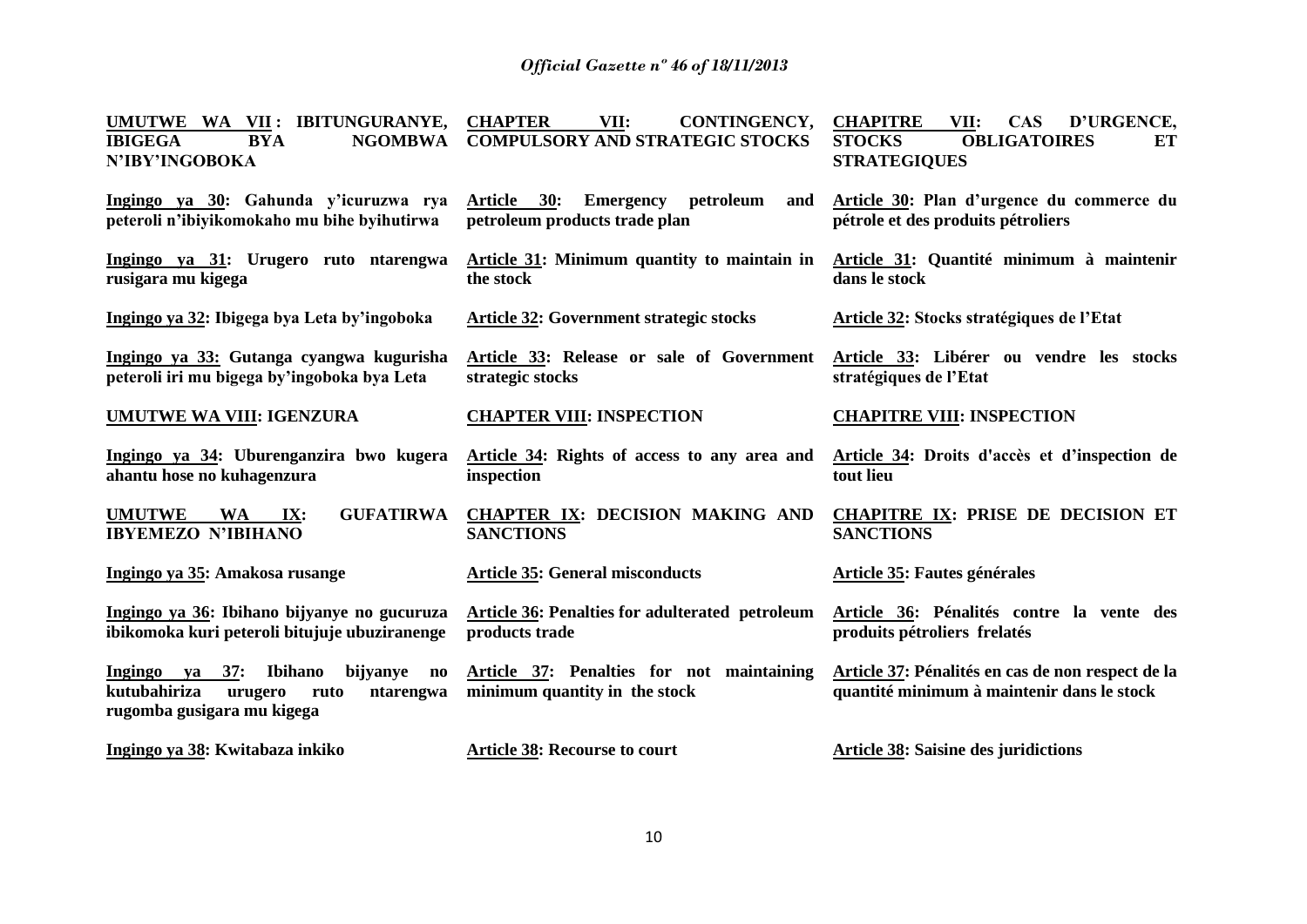**UMUTWE WA VII : IBITUNGURANYE, IBIGEGA BYA NGOMBWA N'IBY'INGOBOKA**

**Ingingo ya 30: Gahunda y'icuruzwa rya peteroli n'ibiyikomokaho mu bihe byihutirwa**

**Ingingo ya 31: Urugero ruto ntarengwa rusigara mu kigega**

**Ingingo ya 32: Ibigega bya Leta by'ingoboka**

**Ingingo ya 33: Gutanga cyangwa kugurisha peteroli iri mu bigega by'ingoboka bya Leta**

**UMUTWE WA VIII: IGENZURA**

**Ingingo ya 34: Uburenganzira bwo kugera ahantu hose no kuhagenzura**

**UMUTWE WA IX: GUFATIRWA IBYEMEZO N'IBIHANO**

**Ingingo ya 35: Amakosa rusange**

**Ingingo ya 36: Ibihano bijyanye no gucuruza ibikomoka kuri peteroli bitujuje ubuziranenge**

**Ingingo ya 37: Ibihano bijyanye no kutubahiriza urugero ruto ntarengwa rugomba gusigara mu kigega**

**Ingingo ya 38: Kwitabaza inkiko**

**CHAPTER VII: CONTINGENCY, COMPULSORY AND STRATEGIC STOCKS**

**Article 30: Emergency petroleum and petroleum products trade plan**

**Article 31: Minimum quantity to maintain in the stock**

**Article 32: Government strategic stocks**

**Article 33: Release or sale of Government strategic stocks**

**CHAPTER VIII: INSPECTION**

**Article 34: Rights of access to any area and inspection**

**CHAPTER IX: DECISION MAKING AND SANCTIONS**

**Article 35: General misconducts**

**Article 36: Penalties for adulterated petroleum products trade**

**Article 37: Penalties for not maintaining minimum quantity in the stock**

**Article 38: Recourse to court**

**CHAPITRE VII: CAS D'URGENCE, STOCKS OBLIGATOIRES ET STRATEGIQUES**

**Article 30: Plan d'urgence du commerce du pétrole et des produits pétroliers**

**Article 31: Quantité minimum à maintenir dans le stock**

**Article 32: Stocks stratégiques de l'Etat**

**Article 33: Libérer ou vendre les stocks stratégiques de l'Etat**

**CHAPITRE VIII: INSPECTION**

**Article 34: Droits d'accès et d'inspection de tout lieu**

**CHAPITRE IX: PRISE DE DECISION ET SANCTIONS**

**Article 35: Fautes générales**

**Article 36: Pénalités contre la vente des produits pétroliers frelatés**

**Article 37: Pénalités en cas de non respect de la quantité minimum à maintenir dans le stock**

**Article 38: Saisine des juridictions**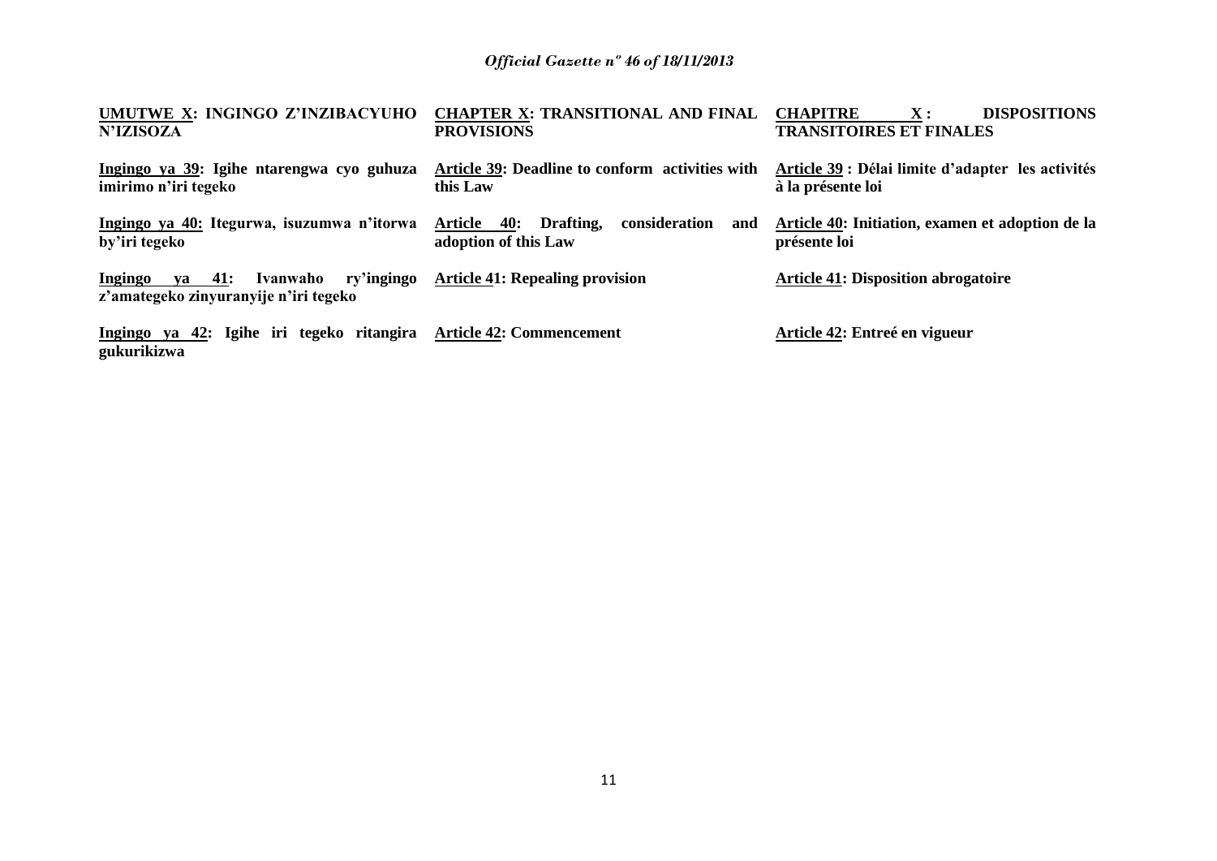**UMUTWE X: INGINGO Z'INZIBACYUHO N'IZISOZA**

**Ingingo ya 39: Igihe ntarengwa cyo guhuza imirimo n'iri tegeko**

**Ingingo ya 40: Itegurwa, isuzumwa n'itorwa by'iri tegeko**

**Ingingo ya 41: Ivanwaho ry'ingingo z'amategeko zinyuranyije n'iri tegeko**

**Ingingo ya 42: Igihe iri tegeko ritangira gukurikizwa**

**CHAPTER X: TRANSITIONAL AND FINAL PROVISIONS**

**Article 39: Deadline to conform activities with this Law**

**Article 40: Drafting, consideration and adoption of this Law**

**Article 41: Repealing provision**

**Article 42: Commencement**

**CHAPITRE X : DISPOSITIONS TRANSITOIRES ET FINALES**

**Article 39 : Délai limite d'adapter les activités à la présente loi**

**Article 40: Initiation, examen et adoption de la présente loi**

**Article 41: Disposition abrogatoire**

**Article 42: Entreé en vigueur**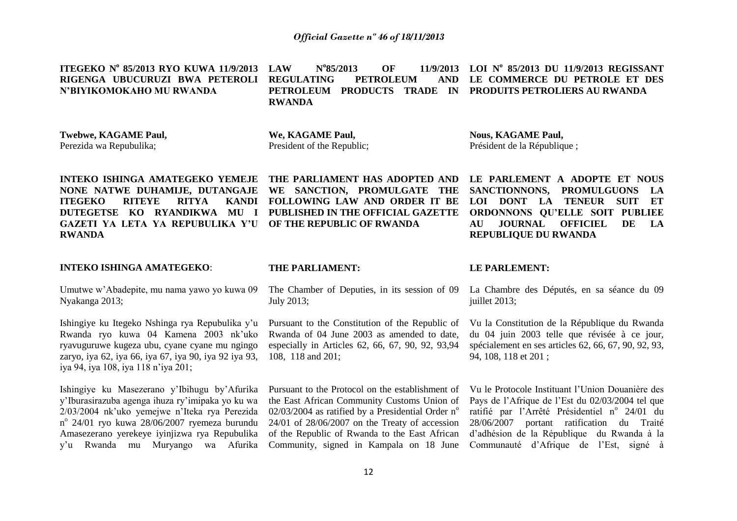**ITEGEKO N° 85/2013 RYO KUWA 11/9/2013 RIGENGA UBUCURUZI BWA PETEROLI N'BIYIKOMOKAHO MU RWANDA**

**Twebwe, KAGAME Paul,**
Perezida wa Repubulika;

**INTEKO ISHINGA AMATEGEKO YEMEJE NONE NATWE DUHAMIJE, DUTANGAJE ITEGEKO RITEYE RITYA KANDI DUTEGETSE KO RYANDIKWA MU IGAZETI YA LETA YA REPUBULIKA Y'U RWANDA**

**INTEKO ISHINGA AMATEGEKO**:

Umutwe w'Abadepite, mu nama yawo yo kuwa 09 Nyakanga 2013;

Ishingiye ku Itegeko Nshinga rya Repubulika y'u Rwanda ryo kuwa 04 Kamena 2003 nk'uko ryavuguruwe kugeza ubu, cyane cyane mu ngingo zaryo, iya 62, iya 66, iya 67, iya 90, iya 92 iya 93, iya 94, iya 108, iya 118 n'iya 201;

Ishingiye ku Masezerano y'Ibihugu by'Afurika y'Iburasirazuba agenga ihuza ry'imipaka yo ku wa 2/03/2004 nk'uko yemejwe n'Iteka rya Perezida n° 24/01 ryo kuwa 28/06/2007 ryemeza burundu Amasezerano yerekeye iyinjizwa rya Repubulika y'u Rwanda mu Muryango wa Afurika

**LAW N°85/2013 OF 11/9/2013 REGULATING PETROLEUM AND PETROLEUM PRODUCTS TRADE IN RWANDA**

**We, KAGAME Paul,**
President of the Republic;

**THE PARLIAMENT HAS ADOPTED AND WE SANCTION, PROMULGATE THE FOLLOWING LAW AND ORDER IT BE PUBLISHED IN THE OFFICIAL GAZETTE OF THE REPUBLIC OF RWANDA**

**THE PARLIAMENT:**

The Chamber of Deputies, in its session of 09 July 2013;

Pursuant to the Constitution of the Republic of Rwanda of 04 June 2003 as amended to date, especially in Articles 62, 66, 67, 90, 92, 93,94 108, 118 and 201;

Pursuant to the Protocol on the establishment of the East African Community Customs Union of 02/03/2004 as ratified by a Presidential Order n° 24/01 of 28/06/2007 on the Treaty of accession of the Republic of Rwanda to the East African Community, signed in Kampala on 18 June

**LOI N° 85/2013 DU 11/9/2013 REGISSANT LE COMMERCE DU PETROLE ET DES PRODUITS PETROLIERS AU RWANDA**

**Nous, KAGAME Paul,**
Président de la République ;

**LE PARLEMENT A ADOPTE ET NOUS SANCTIONNONS, PROMULGUONS LA LOI DONT LA TENEUR SUIT ET ORDONNONS QU'ELLE SOIT PUBLIEE AU JOURNAL OFFICIEL DE LA REPUBLIQUE DU RWANDA**

**LE PARLEMENT:**

La Chambre des Députés, en sa séance du 09 juillet 2013;

Vu la Constitution de la République du Rwanda du 04 juin 2003 telle que révisée à ce jour, spécialement en ses articles 62, 66, 67, 90, 92, 93, 94, 108, 118 et 201 ;

Vu le Protocole Instituant l'Union Douanière des Pays de l'Afrique de l'Est du 02/03/2004 tel que ratifié par l'Arrêté Présidentiel n° 24/01 du 28/06/2007 portant ratification du Traité d'adhésion de la République du Rwanda à la Communauté d'Afrique de l'Est, signé à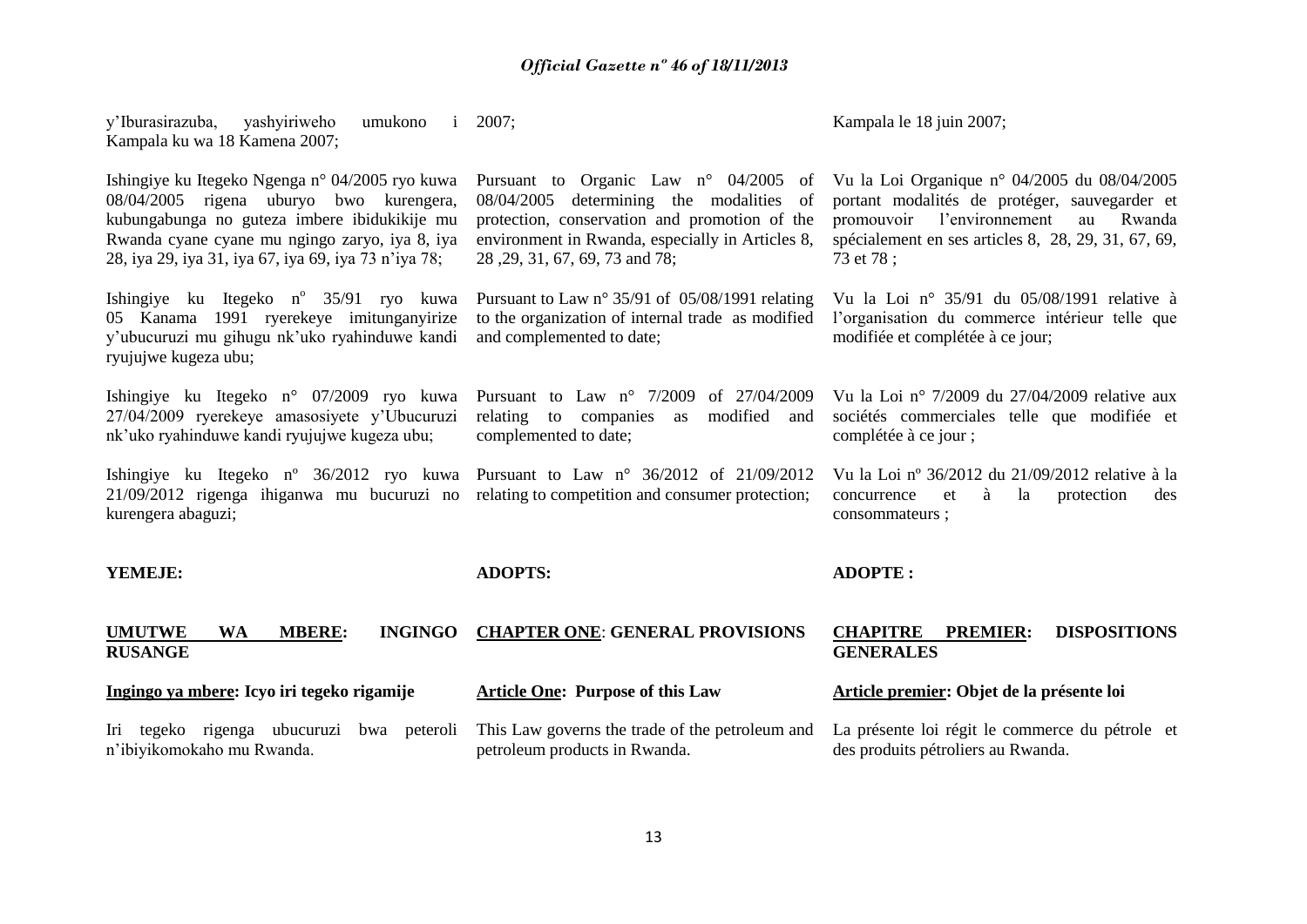y'Iburasirazuba, yashyiriweho umukono i Kampala ku wa 18 Kamena 2007;

Ishingiye ku Itegeko Ngenga n° 04/2005 ryo kuwa 08/04/2005 rigena uburyo bwo kurengera, kubungabunga no guteza imbere ibidukikije mu Rwanda cyane cyane mu ngingo zaryo, iya 8, iya 28, iya 29, iya 31, iya 67, iya 69, iya 73 n'iya 78;

Ishingiye ku Itegeko n° 35/91 ryo kuwa 05 Kanama 1991 ryerekeye imitunganyirize y'ubucuruzi mu gihugu nk'uko ryahinduwe kandi ryujujwe kugeza ubu;

Ishingiye ku Itegeko n° 07/2009 ryo kuwa 27/04/2009 ryerekeye amasosiyete y'Ubucuruzi nk'uko ryahinduwe kandi ryujujwe kugeza ubu;

Ishingiye ku Itegeko nº 36/2012 ryo kuwa 21/09/2012 rigenga ihiganwa mu bucuruzi no kurengera abaguzi;

**YEMEJE:**

**UMUTWE WA MBERE: INGINGO RUSANGE**

**Ingingo ya mbere: Icyo iri tegeko rigamije**

Iri tegeko rigenga ubucuruzi bwa peteroli n'ibiyikomokaho mu Rwanda.

2007;

Pursuant to Organic Law n° 04/2005 of 08/04/2005 determining the modalities of protection, conservation and promotion of the environment in Rwanda, especially in Articles 8, 28 ,29, 31, 67, 69, 73 and 78;

Pursuant to Law n° 35/91 of 05/08/1991 relating to the organization of internal trade as modified and complemented to date;

Pursuant to Law n° 7/2009 of 27/04/2009 relating to companies as modified and complemented to date;

Pursuant to Law n° 36/2012 of 21/09/2012 relating to competition and consumer protection;

**ADOPTS:**

**CHAPTER ONE: GENERAL PROVISIONS**

**Article One: Purpose of this Law**

This Law governs the trade of the petroleum and petroleum products in Rwanda.

Kampala le 18 juin 2007;

Vu la Loi Organique n° 04/2005 du 08/04/2005 portant modalités de protéger, sauvegarder et promouvoir l'environnement au Rwanda spécialement en ses articles 8, 28, 29, 31, 67, 69, 73 et 78 ;

Vu la Loi n° 35/91 du 05/08/1991 relative à l'organisation du commerce intérieur telle que modifiée et complétée à ce jour;

Vu la Loi n° 7/2009 du 27/04/2009 relative aux sociétés commerciales telle que modifiée et complétée à ce jour ;

Vu la Loi nº 36/2012 du 21/09/2012 relative à la concurrence et à la protection des consommateurs ;

**ADOPTE :**

**CHAPITRE PREMIER: DISPOSITIONS GENERALES**

**Article premier: Objet de la présente loi**

La présente loi régit le commerce du pétrole et des produits pétroliers au Rwanda.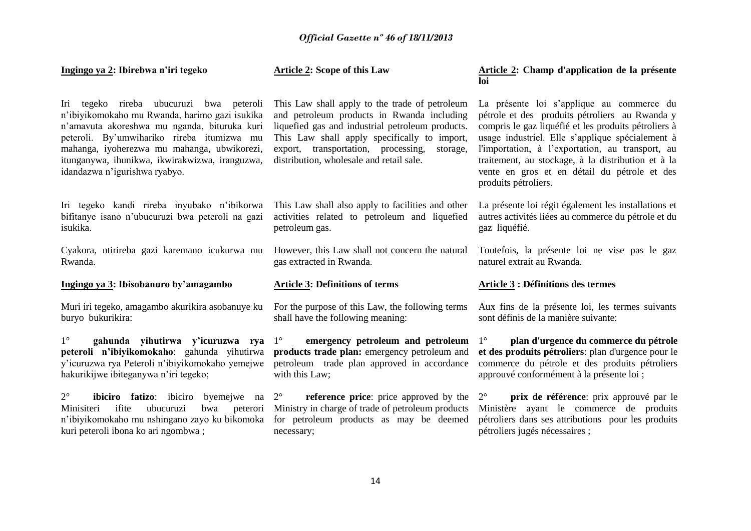**Ingingo ya 2: Ibirebwa n'iri tegeko**

Iri tegeko rireba ubucuruzi bwa peteroli n'ibiyikomokaho mu Rwanda, harimo gazi isukika n'amavuta akoreshwa mu nganda, bituruka kuri peteroli. By'umwihariko rireba itumizwa mu mahanga, iyoherezwa mu mahanga, ubwikorezi, itunganywa, ihunikwa, ikwirakwizwa, iranguzwa, idandazwa n'igurishwa ryabyo.

Iri tegeko kandi rireba inyubako n'ibikorwa bifitanye isano n'ubucuruzi bwa peteroli na gazi isukika.

Cyakora, ntirireba gazi karemano icukurwa mu Rwanda.

**Ingingo ya 3: Ibisobanuro by'amagambo**

Muri iri tegeko, amagambo akurikira asobanuye ku buryo bukurikira:

1° **gahunda yihutirwa y'icuruzwa rya peteroli n'ibiyikomokaho**: gahunda yihutirwa y'icuruzwa rya Peteroli n'ibiyikomokaho yemejwe hakurikijwe ibiteganywa n'iri tegeko;

2° **ibiciro fatizo**: ibiciro byemejwe na Minisiteri ifite ubucuruzi bwa peterori n'ibiyikomokaho mu nshingano zayo ku bikomoka kuri peteroli ibona ko ari ngombwa ;

**Article 2: Scope of this Law**

This Law shall apply to the trade of petroleum and petroleum products in Rwanda including liquefied gas and industrial petroleum products. This Law shall apply specifically to import, export, transportation, processing, storage, distribution, wholesale and retail sale.

This Law shall also apply to facilities and other activities related to petroleum and liquefied petroleum gas.

However, this Law shall not concern the natural gas extracted in Rwanda.

**Article 3: Definitions of terms**

For the purpose of this Law, the following terms shall have the following meaning:

1° **emergency petroleum and petroleum products trade plan:** emergency petroleum and petroleum trade plan approved in accordance with this Law;

2° **reference price**: price approved by the Ministry in charge of trade of petroleum products for petroleum products as may be deemed necessary;

**Article 2: Champ d'application de la présente loi**

La présente loi s'applique au commerce du pétrole et des produits pétroliers au Rwanda y compris le gaz liquéfié et les produits pétroliers à usage industriel. Elle s'applique spécialement à l'importation, à l'exportation, au transport, au traitement, au stockage, à la distribution et à la vente en gros et en détail du pétrole et des produits pétroliers.

La présente loi régit également les installations et autres activités liées au commerce du pétrole et du gaz liquéfié.

Toutefois, la présente loi ne vise pas le gaz naturel extrait au Rwanda.

**Article 3 : Définitions des termes**

Aux fins de la présente loi, les termes suivants sont définis de la manière suivante:

1° **plan d'urgence du commerce du pétrole et des produits pétroliers**: plan d'urgence pour le commerce du pétrole et des produits pétroliers approuvé conformément à la présente loi ;

2° **prix de référence**: prix approuvé par le Ministère ayant le commerce de produits pétroliers dans ses attributions pour les produits pétroliers jugés nécessaires ;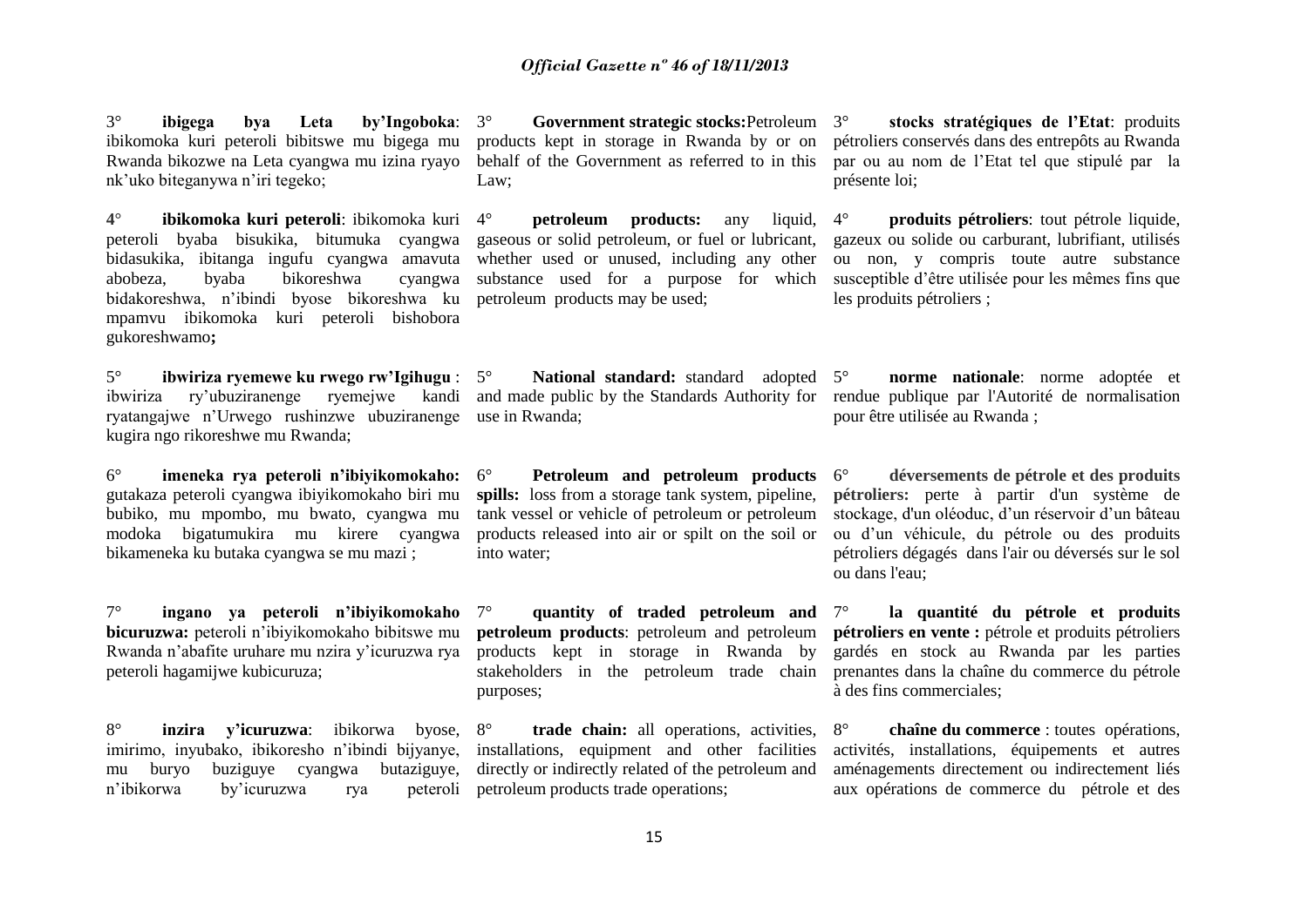3° **ibigega bya Leta by'Ingoboka**: ibikomoka kuri peteroli bibitswe mu bigega mu Rwanda bikozwe na Leta cyangwa mu izina ryayo nk'uko biteganywa n'iri tegeko;

**4**° **ibikomoka kuri peteroli**: ibikomoka kuri peteroli byaba bisukika, bitumuka cyangwa bidasukika, ibitanga ingufu cyangwa amavuta abobeza, byaba bikoreshwa cyangwa bidakoreshwa, n'ibindi byose bikoreshwa ku mpamvu ibikomoka kuri peteroli bishobora gukoreshwamo**;**

5° **ibwiriza ryemewe ku rwego rw'Igihugu** : ibwiriza ry'ubuziranenge ryemejwe kandi ryatangajwe n'Urwego rushinzwe ubuziranenge kugira ngo rikoreshwe mu Rwanda;

6° **imeneka rya peteroli n'ibiyikomokaho:** gutakaza peteroli cyangwa ibiyikomokaho biri mu bubiko, mu mpombo, mu bwato, cyangwa mu modoka bigatumukira mu kirere cyangwa bikameneka ku butaka cyangwa se mu mazi ;

7° **ingano ya peteroli n'ibiyikomokaho bicuruzwa:** peteroli n'ibiyikomokaho bibitswe mu Rwanda n'abafite uruhare mu nzira y'icuruzwa rya peteroli hagamijwe kubicuruza;

8° **inzira y'icuruzwa**: ibikorwa byose, imirimo, inyubako, ibikoresho n'ibindi bijyanye, mu buryo buziguye cyangwa butaziguye, n'ibikorwa by'icuruzwa rya peteroli

3° **Government strategic stocks:**Petroleum products kept in storage in Rwanda by or on behalf of the Government as referred to in this Law;

4° **petroleum products:** any liquid, gaseous or solid petroleum, or fuel or lubricant, whether used or unused, including any other substance used for a purpose for which petroleum products may be used;

5° **National standard:** standard adopted and made public by the Standards Authority for use in Rwanda;

6° **Petroleum and petroleum products spills:** loss from a storage tank system, pipeline, tank vessel or vehicle of petroleum or petroleum products released into air or spilt on the soil or into water;

7° **quantity of traded petroleum and petroleum products**: petroleum and petroleum products kept in storage in Rwanda by stakeholders in the petroleum trade chain purposes;

8° **trade chain:** all operations, activities, installations, equipment and other facilities directly or indirectly related of the petroleum and petroleum products trade operations;

3° **stocks stratégiques de l'Etat**: produits pétroliers conservés dans des entrepôts au Rwanda par ou au nom de l'Etat tel que stipulé par la présente loi;

4° **produits pétroliers**: tout pétrole liquide, gazeux ou solide ou carburant, lubrifiant, utilisés ou non, y compris toute autre substance susceptible d'être utilisée pour les mêmes fins que les produits pétroliers ;

5° **norme nationale**: norme adoptée et rendue publique par l'Autorité de normalisation pour être utilisée au Rwanda ;

6° **déversements de pétrole et des produits pétroliers:** perte à partir d'un système de stockage, d'un oléoduc, d'un réservoir d'un bâteau ou d'un véhicule, du pétrole ou des produits pétroliers dégagés dans l'air ou déversés sur le sol ou dans l'eau;

7° **la quantité du pétrole et produits pétroliers en vente :** pétrole et produits pétroliers gardés en stock au Rwanda par les parties prenantes dans la chaîne du commerce du pétrole à des fins commerciales;

8° **chaîne du commerce** : toutes opérations, activités, installations, équipements et autres aménagements directement ou indirectement liés aux opérations de commerce du pétrole et des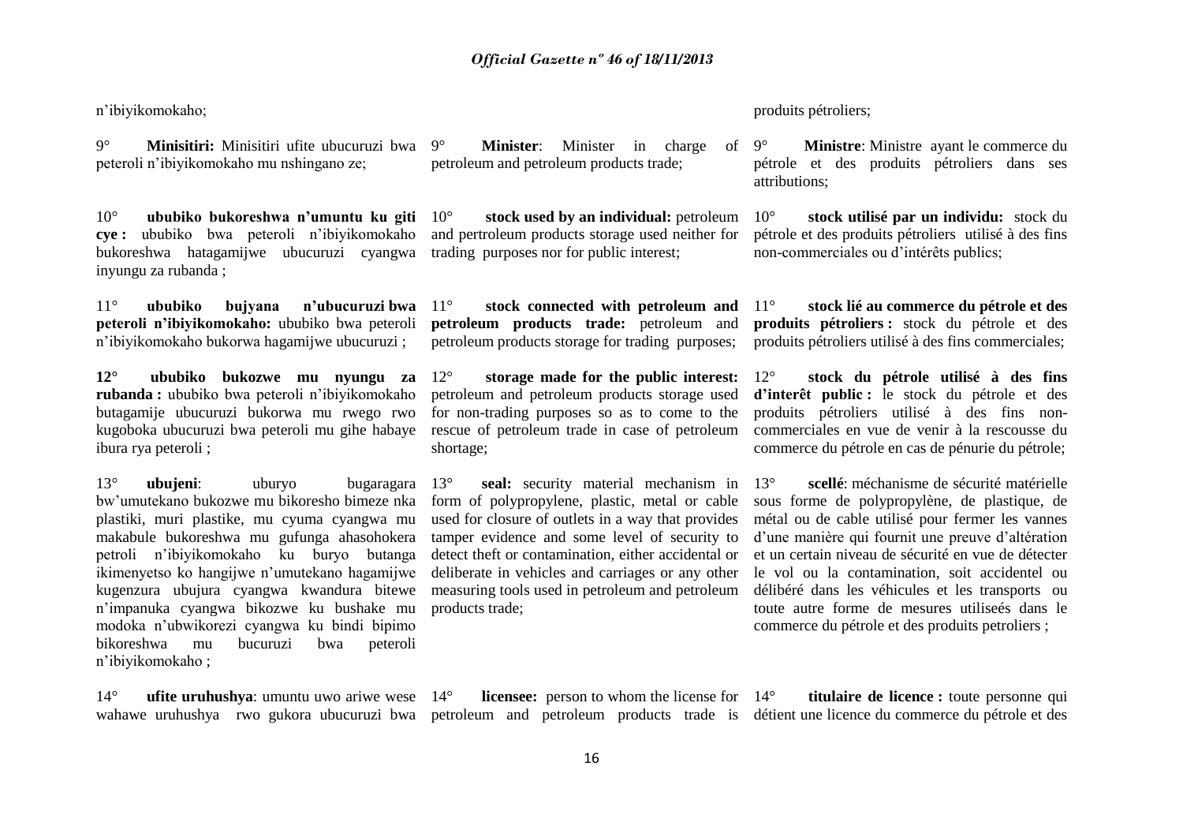n'ibiyikomokaho;

9° **Minisitiri:** Minisitiri ufite ubucuruzi bwa peteroli n'ibiyikomokaho mu nshingano ze;

10° **ububiko bukoreshwa n'umuntu ku giti cye :** ububiko bwa peteroli n'ibiyikomokaho bukoreshwa hatagamijwe ubucuruzi cyangwa inyungu za rubanda ;

11° **ububiko bujyana n'ubucuruzi bwa peteroli n'ibiyikomokaho:** ububiko bwa peteroli n'ibiyikomokaho bukorwa hagamijwe ubucuruzi ;

**12° ububiko bukozwe mu nyungu za rubanda :** ububiko bwa peteroli n'ibiyikomokaho butagamije ubucuruzi bukorwa mu rwego rwo kugoboka ubucuruzi bwa peteroli mu gihe habaye ibura rya peteroli ;

13° **ubujeni**: uburyo bugaragara bw'umutekano bukozwe mu bikoresho bimeze nka plastiki, muri plastike, mu cyuma cyangwa mu makabule bukoreshwa mu gufunga ahasohokera petroli n'ibiyikomokaho ku buryo butanga ikimenyetso ko hangijwe n'umutekano hagamijwe kugenzura ubujura cyangwa kwandura bitewe n'impanuka cyangwa bikozwe ku bushake mu modoka n'ubwikorezi cyangwa ku bindi bipimo bikoreshwa mu bucuruzi bwa peteroli n'ibiyikomokaho ;

14° **ufite uruhushya**: umuntu uwo ariwe wese wahawe uruhushya rwo gukora ubucuruzi bwa

9° **Minister**: Minister in charge of petroleum and petroleum products trade;

10° **stock used by an individual:** petroleum and pertroleum products storage used neither for trading purposes nor for public interest;

11° **stock connected with petroleum and petroleum products trade:** petroleum and petroleum products storage for trading purposes;

12° **storage made for the public interest:** petroleum and petroleum products storage used for non-trading purposes so as to come to the rescue of petroleum trade in case of petroleum shortage;

13° **seal:** security material mechanism in form of polypropylene, plastic, metal or cable used for closure of outlets in a way that provides tamper evidence and some level of security to detect theft or contamination, either accidental or deliberate in vehicles and carriages or any other measuring tools used in petroleum and petroleum products trade;

14° **licensee:** person to whom the license for petroleum and petroleum products trade is

produits pétroliers;

9° **Ministre**: Ministre ayant le commerce du pétrole et des produits pétroliers dans ses attributions;

10° **stock utilisé par un individu:** stock du pétrole et des produits pétroliers utilisé à des fins non-commerciales ou d'intérêts publics;

11° **stock lié au commerce du pétrole et des produits pétroliers :** stock du pétrole et des produits pétroliers utilisé à des fins commerciales;

12° **stock du pétrole utilisé à des fins d'interêt public :** le stock du pétrole et des produits pétroliers utilisé à des fins non-commerciales en vue de venir à la rescousse du commerce du pétrole en cas de pénurie du pétrole;

13° **scellé**: méchanisme de sécurité matérielle sous forme de polypropylène, de plastique, de métal ou de cable utilisé pour fermer les vannes d'une manière qui fournit une preuve d'altération et un certain niveau de sécurité en vue de détecter le vol ou la contamination, soit accidentel ou délibéré dans les véhicules et les transports ou toute autre forme de mesures utiliseés dans le commerce du pétrole et des produits petroliers ;

14° **titulaire de licence :** toute personne qui détient une licence du commerce du pétrole et des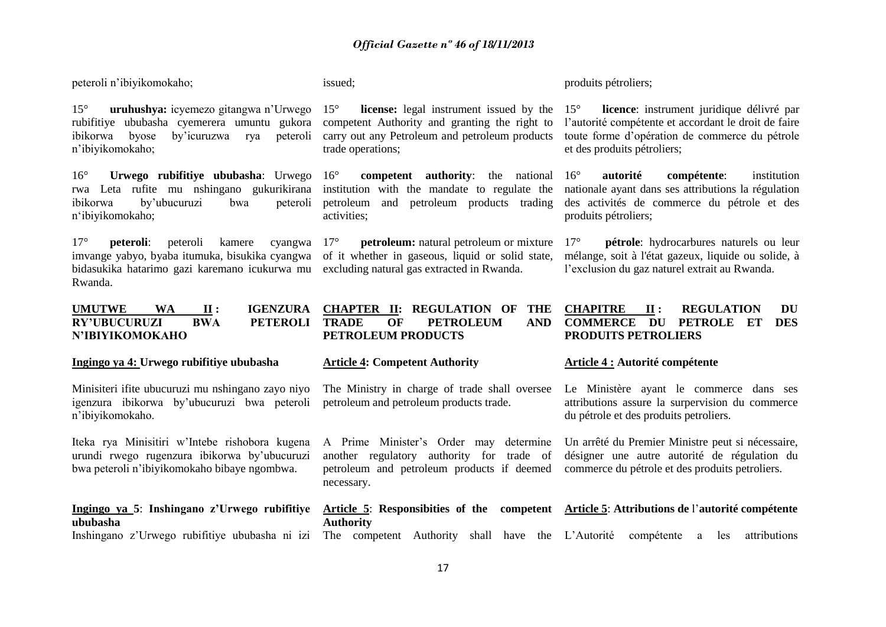peteroli n'ibiyikomokaho;

15° **uruhushya:** icyemezo gitangwa n'Urwego rubifitiye ububasha cyemerera umuntu gukora ibikorwa byose by'icuruzwa rya peteroli n'ibiyikomokaho;

16° **Urwego rubifitiye ububasha**: Urwego rwa Leta rufite mu nshingano gukurikirana ibikorwa by'ubucuruzi bwa peteroli n'ibiyikomokaho;

17° **peteroli**: peteroli kamere cyangwa imvange yabyo, byaba itumuka, bisukika cyangwa bidasukika hatarimo gazi karemano icukurwa mu Rwanda.

## UMUTWE WA II : IGENZURA RY'UBUCURUZI BWA PETEROLI N'IBIYIKOMOKAHO

### Ingingo ya 4: Urwego rubifitiye ububasha

Minisiteri ifite ubucuruzi mu nshingano zayo niyo igenzura ibikorwa by'ubucuruzi bwa peteroli n'ibiyikomokaho.

Iteka rya Minisitiri w'Intebe rishobora kugena urundi rwego rugenzura ibikorwa by'ubucuruzi bwa peteroli n'ibiyikomokaho bibaye ngombwa.

### Ingingo ya 5: Inshingano z'Urwego rubifitiye ububasha

Inshingano z'Urwego rubifitiye ububasha ni izi

---

issued;

15° **license:** legal instrument issued by the competent Authority and granting the right to carry out any Petroleum and petroleum products trade operations;

16° **competent authority**: the national institution with the mandate to regulate the petroleum and petroleum products trading activities;

17° **petroleum:** natural petroleum or mixture of it whether in gaseous, liquid or solid state, excluding natural gas extracted in Rwanda.

## CHAPTER II: REGULATION OF THE TRADE OF PETROLEUM AND PETROLEUM PRODUCTS

### Article 4: Competent Authority

The Ministry in charge of trade shall oversee petroleum and petroleum products trade.

A Prime Minister's Order may determine another regulatory authority for trade of petroleum and petroleum products if deemed necessary.

### Article 5: Responsibities of the competent Authority

The competent Authority shall have the

---

produits pétroliers;

15° **licence**: instrument juridique délivré par l'autorité compétente et accordant le droit de faire toute forme d'opération de commerce du pétrole et des produits pétroliers;

16° **autorité compétente**: institution nationale ayant dans ses attributions la régulation des activités de commerce du pétrole et des produits pétroliers;

17° **pétrole**: hydrocarbures naturels ou leur mélange, soit à l'état gazeux, liquide ou solide, à l'exclusion du gaz naturel extrait au Rwanda.

## CHAPITRE II : REGULATION DU COMMERCE DU PETROLE ET DES PRODUITS PETROLIERS

### Article 4 : Autorité compétente

Le Ministère ayant le commerce dans ses attributions assure la surpervision du commerce du pétrole et des produits petroliers.

Un arrêté du Premier Ministre peut si nécessaire, désigner une autre autorité de régulation du commerce du pétrole et des produits petroliers.

### Article 5: Attributions de l'autorité compétente

L'Autorité compétente a les attributions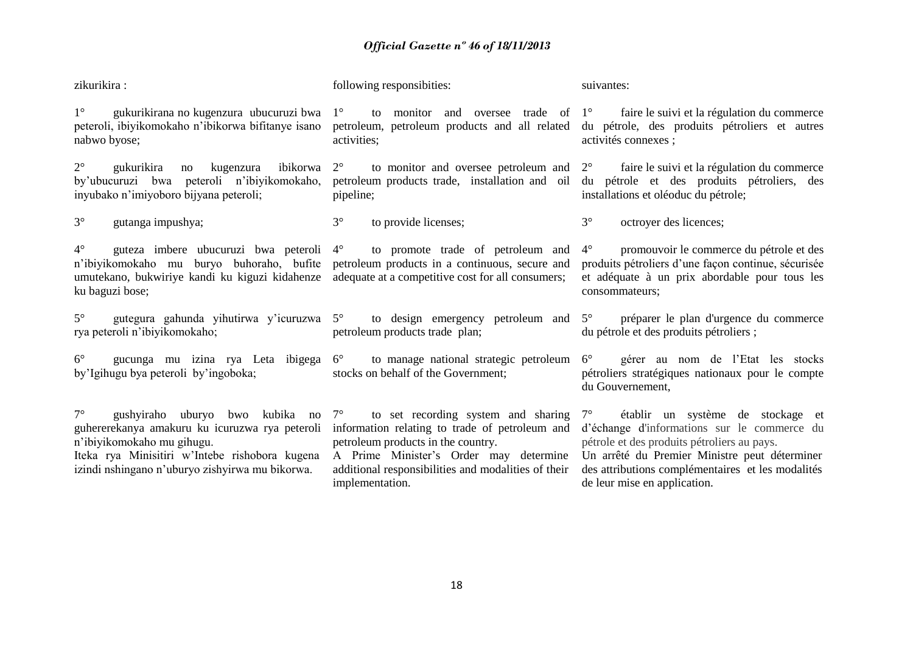zikurikira :

1° gukurikirana no kugenzura ubucuruzi bwa peteroli, ibiyikomokaho n'ibikorwa bifitanye isano nabwo byose;

2° gukurikira no kugenzura ibikorwa by'ubucuruzi bwa peteroli n'ibiyikomokaho, inyubako n'imiyoboro bijyana peteroli;

3° gutanga impushya;

4° guteza imbere ubucuruzi bwa peteroli n'ibiyikomokaho mu buryo buhoraho, bufite umutekano, bukwiriye kandi ku kiguzi kidahenze ku baguzi bose;

5° gutegura gahunda yihutirwa y'icuruzwa rya peteroli n'ibiyikomokaho;

6° gucunga mu izina rya Leta ibigega by'Igihugu bya peteroli by'ingoboka;

7° gushyiraho uburyo bwo kubika no guhererekanya amakuru ku icuruzwa rya peteroli n'ibiyikomokaho mu gihugu.

Iteka rya Minisitiri w'Intebe rishobora kugena izindi nshingano n'uburyo zishyirwa mu bikorwa.

following responsibities:

1° to monitor and oversee trade of petroleum, petroleum products and all related activities;

2° to monitor and oversee petroleum and petroleum products trade, installation and oil pipeline;

3° to provide licenses;

4° to promote trade of petroleum and petroleum products in a continuous, secure and adequate at a competitive cost for all consumers;

5° to design emergency petroleum and petroleum products trade plan;

6° to manage national strategic petroleum stocks on behalf of the Government;

7° to set recording system and sharing information relating to trade of petroleum and petroleum products in the country.

A Prime Minister's Order may determine additional responsibilities and modalities of their implementation.

suivantes:

1° faire le suivi et la régulation du commerce du pétrole, des produits pétroliers et autres activités connexes ;

2° faire le suivi et la régulation du commerce du pétrole et des produits pétroliers, des installations et oléoduc du pétrole;

3° octroyer des licences;

4° promouvoir le commerce du pétrole et des produits pétroliers d'une façon continue, sécurisée et adéquate à un prix abordable pour tous les consommateurs;

5° préparer le plan d'urgence du commerce du pétrole et des produits pétroliers ;

6° gérer au nom de l'Etat les stocks pétroliers stratégiques nationaux pour le compte du Gouvernement,

7° établir un système de stockage et d'échange d'informations sur le commerce du pétrole et des produits pétroliers au pays.

Un arrêté du Premier Ministre peut déterminer des attributions complémentaires et les modalités de leur mise en application.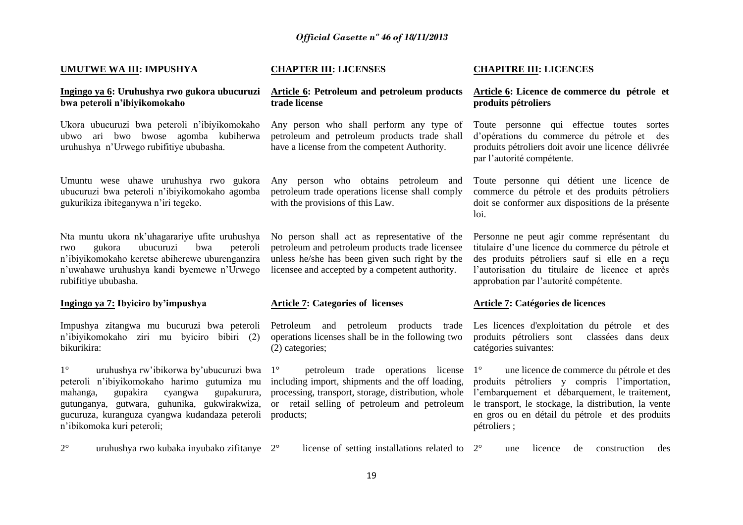**UMUTWE WA III: IMPUSHYA**

**Ingingo ya 6: Uruhushya rwo gukora ubucuruzi bwa peteroli n'ibiyikomokaho**

Ukora ubucuruzi bwa peteroli n'ibiyikomokaho ubwo ari bwo bwose agomba kubiherwa uruhushya n'Urwego rubifitiye ububasha.

Umuntu wese uhawe uruhushya rwo gukora ubucuruzi bwa peteroli n'ibiyikomokaho agomba gukurikiza ibiteganywa n'iri tegeko.

Nta muntu ukora nk'uhagarariye ufite uruhushya rwo gukora ubucuruzi bwa peteroli n'ibiyikomokaho keretse abiherewe uburenganzira n'uwahawe uruhushya kandi byemewe n'Urwego rubifitiye ububasha.

**Ingingo ya 7: Ibyiciro by'impushya**

Impushya zitangwa mu bucuruzi bwa peteroli n'ibiyikomokaho ziri mu byiciro bibiri (2) bikurikira:

1° uruhushya rw'ibikorwa by'ubucuruzi bwa peteroli n'ibiyikomokaho harimo gutumiza mu mahanga, gupakira cyangwa gupakurura, gutunganya, gutwara, guhunika, gukwirakwiza, gucuruza, kuranguza cyangwa kudandaza peteroli n'ibikomoka kuri peteroli;

2° uruhushya rwo kubaka inyubako zifitanye

**CHAPTER III: LICENSES**

**Article 6: Petroleum and petroleum products trade license**

Any person who shall perform any type of petroleum and petroleum products trade shall have a license from the competent Authority.

Any person who obtains petroleum and petroleum trade operations license shall comply with the provisions of this Law.

No person shall act as representative of the petroleum and petroleum products trade licensee unless he/she has been given such right by the licensee and accepted by a competent authority.

**Article 7: Categories of licenses**

Petroleum and petroleum products trade operations licenses shall be in the following two (2) categories;

1° petroleum trade operations license including import, shipments and the off loading, processing, transport, storage, distribution, whole or retail selling of petroleum and petroleum products;

2° license of setting installations related to

**CHAPITRE III: LICENCES**

**Article 6: Licence de commerce du pétrole et produits pétroliers**

Toute personne qui effectue toutes sortes d'opérations du commerce du pétrole et des produits pétroliers doit avoir une licence délivrée par l'autorité compétente.

Toute personne qui détient une licence de commerce du pétrole et des produits pétroliers doit se conformer aux dispositions de la présente loi.

Personne ne peut agir comme représentant du titulaire d'une licence du commerce du pétrole et des produits pétroliers sauf si elle en a reçu l'autorisation du titulaire de licence et après approbation par l'autorité compétente.

**Article 7: Catégories de licences**

Les licences d'exploitation du pétrole et des produits pétroliers sont classées dans deux catégories suivantes:

1° une licence de commerce du pétrole et des produits pétroliers y compris l'importation, l'embarquement et débarquement, le traitement, le transport, le stockage, la distribution, la vente en gros ou en détail du pétrole et des produits pétroliers ;

2° une licence de construction des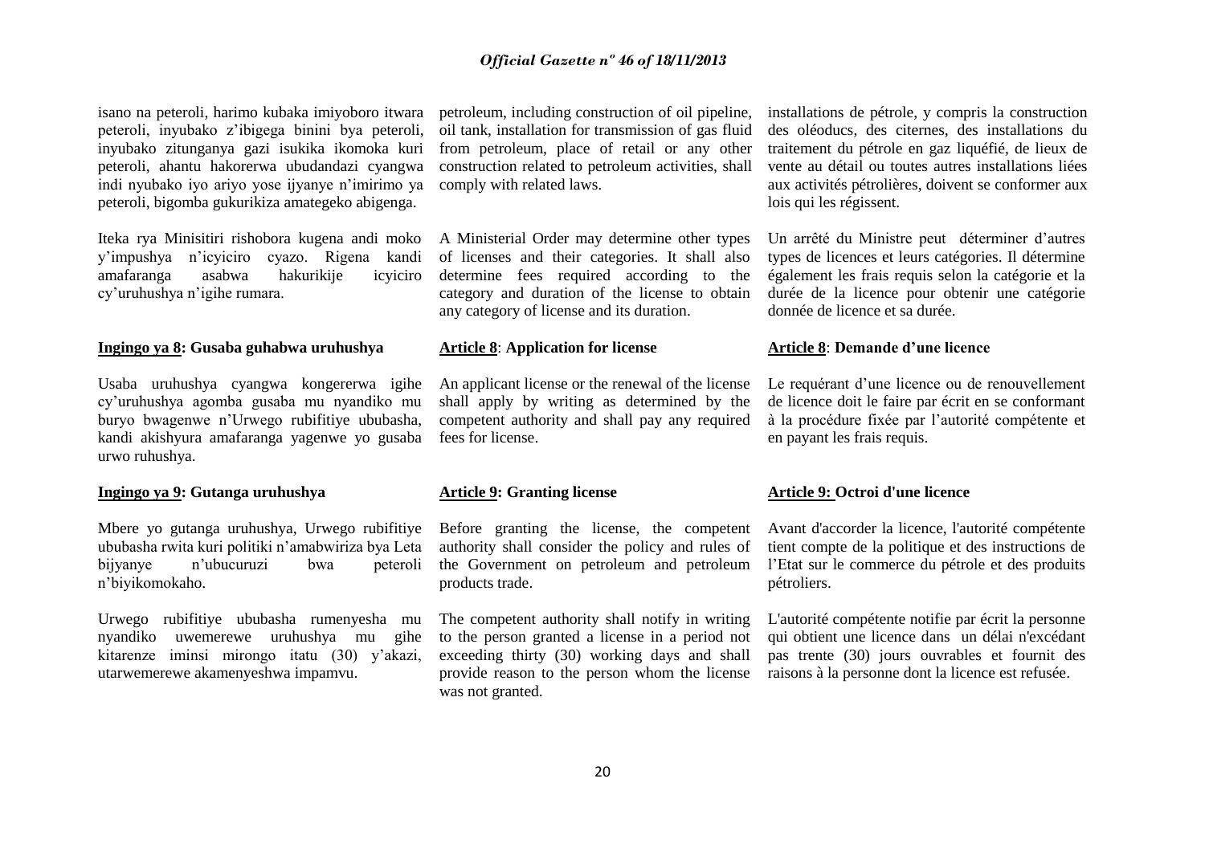isano na peteroli, harimo kubaka imiyoboro itwara peteroli, inyubako z'ibigega binini bya peteroli, inyubako zitunganya gazi isukika ikomoka kuri peteroli, ahantu hakorerwa ubudandazi cyangwa indi nyubako iyo ariyo yose ijyanye n'imirimo ya peteroli, bigomba gukurikiza amategeko abigenga.

Iteka rya Minisitiri rishobora kugena andi moko y'impushya n'icyiciro cyazo. Rigena kandi amafaranga asabwa hakurikije icyiciro cy'uruhushya n'igihe rumara.

**Ingingo ya 8: Gusaba guhabwa uruhushya**

Usaba uruhushya cyangwa kongererwa igihe cy'uruhushya agomba gusaba mu nyandiko mu buryo bwagenwe n'Urwego rubifitiye ububasha, kandi akishyura amafaranga yagenwe yo gusaba urwo ruhushya.

**Ingingo ya 9: Gutanga uruhushya**

Mbere yo gutanga uruhushya, Urwego rubifitiye ububasha rwita kuri politiki n'amabwiriza bya Leta bijyanye n'ubucuruzi bwa peteroli n'biyikomokaho.

Urwego rubifitiye ububasha rumenyesha mu nyandiko uwemerewe uruhushya mu gihe kitarenze iminsi mirongo itatu (30) y'akazi, utarwemerewe akamenyeshwa impamvu.

petroleum, including construction of oil pipeline, oil tank, installation for transmission of gas fluid from petroleum, place of retail or any other construction related to petroleum activities, shall comply with related laws.

A Ministerial Order may determine other types of licenses and their categories. It shall also determine fees required according to the category and duration of the license to obtain any category of license and its duration.

**Article 8: Application for license**

An applicant license or the renewal of the license shall apply by writing as determined by the competent authority and shall pay any required fees for license.

**Article 9: Granting license**

Before granting the license, the competent authority shall consider the policy and rules of the Government on petroleum and petroleum products trade.

The competent authority shall notify in writing to the person granted a license in a period not exceeding thirty (30) working days and shall provide reason to the person whom the license was not granted.

installations de pétrole, y compris la construction des oléoducs, des citernes, des installations du traitement du pétrole en gaz liquéfié, de lieux de vente au détail ou toutes autres installations liées aux activités pétrolières, doivent se conformer aux lois qui les régissent.

Un arrêté du Ministre peut déterminer d'autres types de licences et leurs catégories. Il détermine également les frais requis selon la catégorie et la durée de la licence pour obtenir une catégorie donnée de licence et sa durée.

**Article 8: Demande d'une licence**

Le requérant d'une licence ou de renouvellement de licence doit le faire par écrit en se conformant à la procédure fixée par l'autorité compétente et en payant les frais requis.

**Article 9: Octroi d'une licence**

Avant d'accorder la licence, l'autorité compétente tient compte de la politique et des instructions de l'Etat sur le commerce du pétrole et des produits pétroliers.

L'autorité compétente notifie par écrit la personne qui obtient une licence dans un délai n'excédant pas trente (30) jours ouvrables et fournit des raisons à la personne dont la licence est refusée.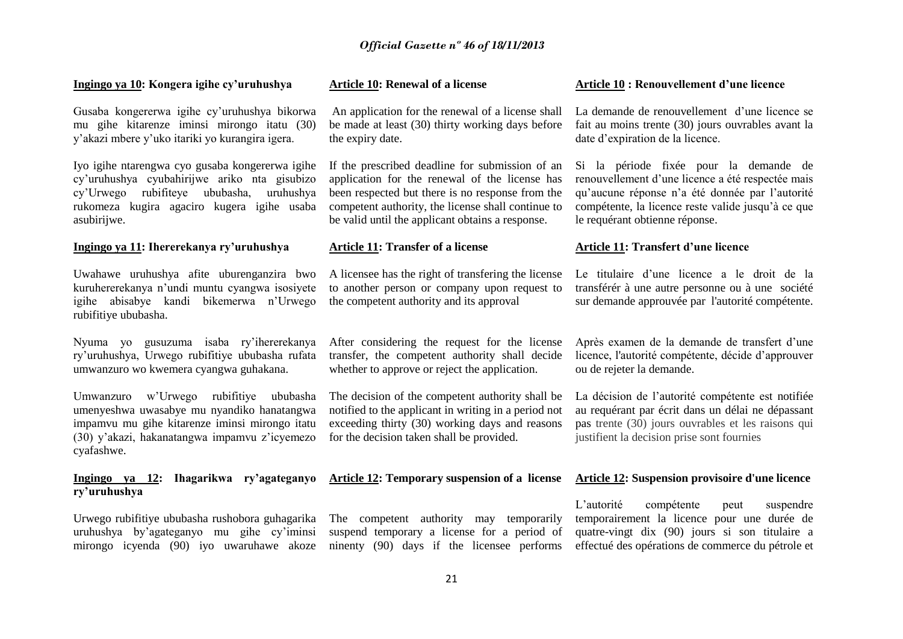**Ingingo ya 10: Kongera igihe cy'uruhushya**

Gusaba kongererwa igihe cy'uruhushya bikorwa mu gihe kitarenze iminsi mirongo itatu (30) y'akazi mbere y'uko itariki yo kurangira igera.

Iyo igihe ntarengwa cyo gusaba kongererwa igihe cy'uruhushya cyubahirijwe ariko nta gisubizo cy'Urwego rubifiteye ububasha, uruhushya rukomeza kugira agaciro kugera igihe usaba asubirijwe.

**Ingingo ya 11: Ihererekanya ry'uruhushya**

Uwahawe uruhushya afite uburenganzira bwo kuruhererekanya n'undi muntu cyangwa isosiyete igihe abisabye kandi bikemerwa n'Urwego rubifitiye ububasha.

Nyuma yo gusuzuma isaba ry'ihererekanya ry'uruhushya, Urwego rubifitiye ububasha rufata umwanzuro wo kwemera cyangwa guhakana.

Umwanzuro w'Urwego rubifitiye ububasha umenyeshwa uwasabye mu nyandiko hanatangwa impamvu mu gihe kitarenze iminsi mirongo itatu (30) y'akazi, hakanatangwa impamvu z'icyemezo cyafashwe.

**Ingingo ya 12: Ihagarikwa ry'agateganyo ry'uruhushya**

Urwego rubifitiye ububasha rushobora guhagarika uruhushya by'agateganyo mu gihe cy'iminsi mirongo icyenda (90) iyo uwaruhawe akoze

**Article 10: Renewal of a license**

An application for the renewal of a license shall be made at least (30) thirty working days before the expiry date.

If the prescribed deadline for submission of an application for the renewal of the license has been respected but there is no response from the competent authority, the license shall continue to be valid until the applicant obtains a response.

**Article 11: Transfer of a license**

A licensee has the right of transfering the license to another person or company upon request to the competent authority and its approval

After considering the request for the license transfer, the competent authority shall decide whether to approve or reject the application.

The decision of the competent authority shall be notified to the applicant in writing in a period not exceeding thirty (30) working days and reasons for the decision taken shall be provided.

**Article 12: Temporary suspension of a license**

The competent authority may temporarily suspend temporary a license for a period of ninenty (90) days if the licensee performs

**Article 10 : Renouvellement d'une licence**

La demande de renouvellement d'une licence se fait au moins trente (30) jours ouvrables avant la date d'expiration de la licence.

Si la période fixée pour la demande de renouvellement d'une licence a été respectée mais qu'aucune réponse n'a été donnée par l'autorité compétente, la licence reste valide jusqu'à ce que le requérant obtienne réponse.

**Article 11: Transfert d'une licence**

Le titulaire d'une licence a le droit de la transférér à une autre personne ou à une société sur demande approuvée par l'autorité compétente.

Après examen de la demande de transfert d'une licence, l'autorité compétente, décide d'approuver ou de rejeter la demande.

La décision de l'autorité compétente est notifiée au requérant par écrit dans un délai ne dépassant pas trente (30) jours ouvrables et les raisons qui justifient la decision prise sont fournies

**Article 12: Suspension provisoire d'une licence**

L'autorité compétente peut suspendre temporairement la licence pour une durée de quatre-vingt dix (90) jours si son titulaire a effectué des opérations de commerce du pétrole et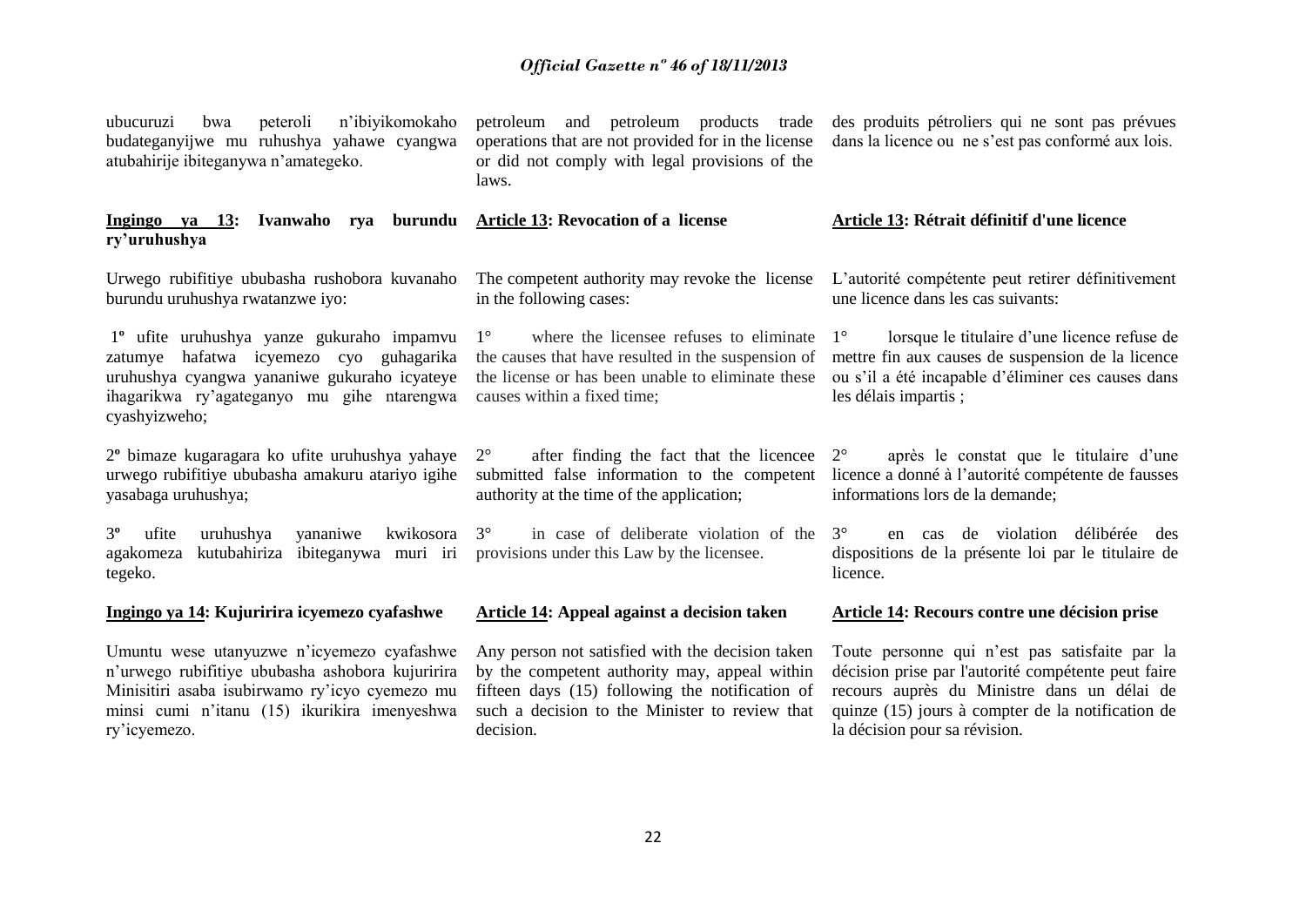ubucuruzi bwa peteroli n'ibiyikomokaho budateganyijwe mu ruhushya yahawe cyangwa atubahirije ibiteganywa n'amategeko.

**Ingingo ya 13: Ivanwaho rya burundu ry'uruhushya**

Urwego rubifitiye ububasha rushobora kuvanaho burundu uruhushya rwatanzwe iyo:

1º ufite uruhushya yanze gukuraho impamvu zatumye hafatwa icyemezo cyo guhagarika uruhushya cyangwa yananiwe gukuraho icyateye ihagarikwa ry'agateganyo mu gihe ntarengwa cyashyizweho;

2º bimaze kugaragara ko ufite uruhushya yahaye urwego rubifitiye ububasha amakuru atariyo igihe yasabaga uruhushya;

3º ufite uruhushya yananiwe kwikosora agakomeza kutubahiriza ibiteganywa muri iri tegeko.

**Ingingo ya 14: Kujuririra icyemezo cyafashwe**

Umuntu wese utanyuzwe n'icyemezo cyafashwe n'urwego rubifitiye ububasha ashobora kujuririra Minisitiri asaba isubirwamo ry'icyo cyemezo mu minsi cumi n'itanu (15) ikurikira imenyeshwa ry'icyemezo.

petroleum and petroleum products trade operations that are not provided for in the license or did not comply with legal provisions of the laws.

**Article 13: Revocation of a license**

The competent authority may revoke the license in the following cases:

1° where the licensee refuses to eliminate the causes that have resulted in the suspension of the license or has been unable to eliminate these causes within a fixed time;

2° after finding the fact that the licencee submitted false information to the competent authority at the time of the application;

3° in case of deliberate violation of the provisions under this Law by the licensee.

**Article 14: Appeal against a decision taken**

Any person not satisfied with the decision taken by the competent authority may, appeal within fifteen days (15) following the notification of such a decision to the Minister to review that decision.

des produits pétroliers qui ne sont pas prévues dans la licence ou ne s'est pas conformé aux lois.

**Article 13: Rétrait définitif d'une licence**

L'autorité compétente peut retirer définitivement une licence dans les cas suivants:

1° lorsque le titulaire d'une licence refuse de mettre fin aux causes de suspension de la licence ou s'il a été incapable d'éliminer ces causes dans les délais impartis ;

2° après le constat que le titulaire d'une licence a donné à l'autorité compétente de fausses informations lors de la demande;

3° en cas de violation délibérée des dispositions de la présente loi par le titulaire de licence.

**Article 14: Recours contre une décision prise**

Toute personne qui n'est pas satisfaite par la décision prise par l'autorité compétente peut faire recours auprès du Ministre dans un délai de quinze (15) jours à compter de la notification de la décision pour sa révision.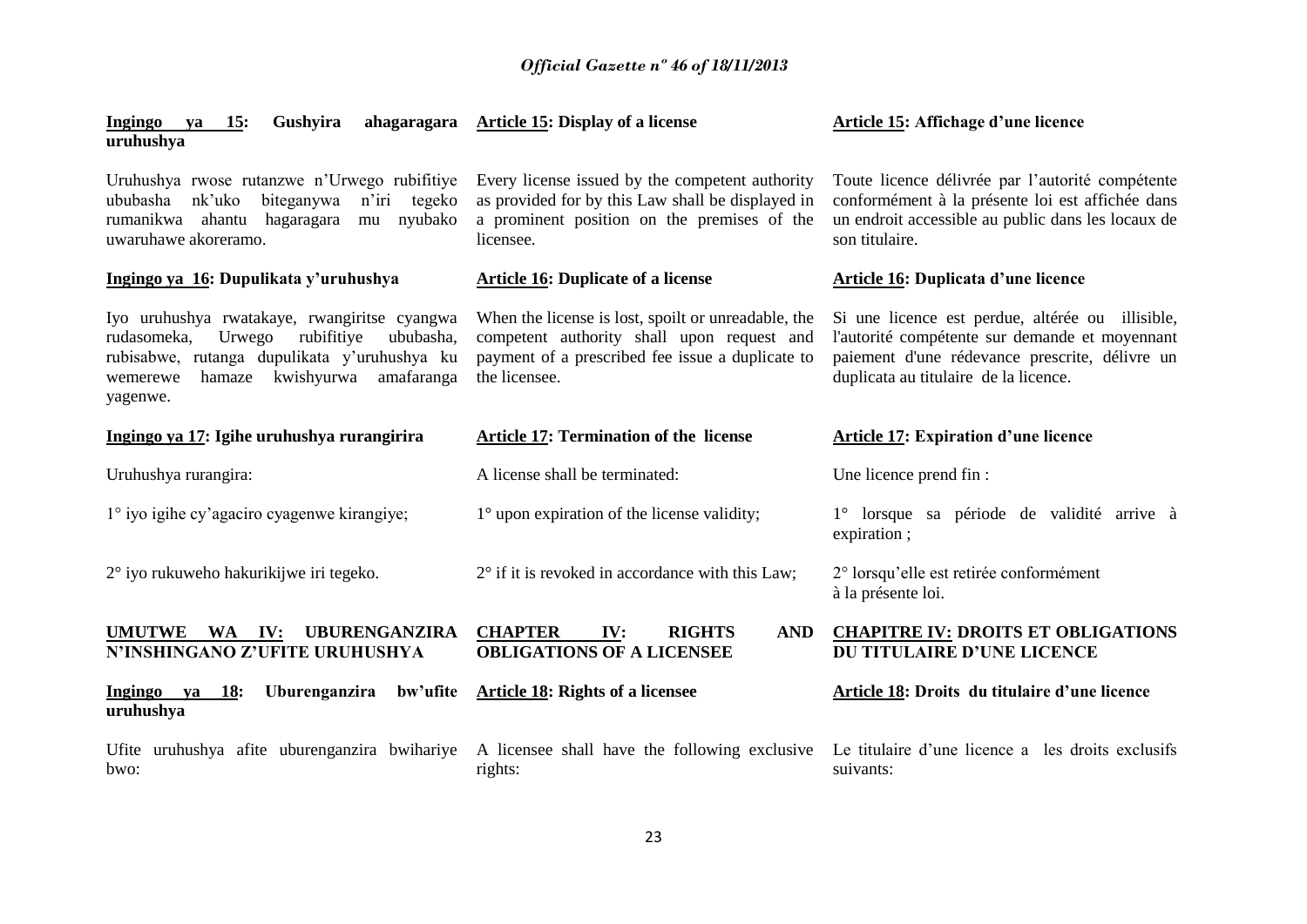**Ingingo ya 15: Gushyira ahagaragara uruhushya**

Uruhushya rwose rutanzwe n'Urwego rubifitiye ububasha nk'uko biteganywa n'iri tegeko rumanikwa ahantu hagaragara mu nyubako uwaruhawe akoreramo.

**Ingingo ya 16: Dupulikata y'uruhushya**

Iyo uruhushya rwatakaye, rwangiritse cyangwa rudasomeka, Urwego rubifitiye ububasha, rubisabwe, rutanga dupulikata y'uruhushya ku wemerewe hamaze kwishyurwa amafaranga yagenwe.

**Ingingo ya 17: Igihe uruhushya rurangirira**

Uruhushya rurangira:

1° iyo igihe cy'agaciro cyagenwe kirangiye;

2° iyo rukuweho hakurikijwe iri tegeko.

**UMUTWE WA IV: UBURENGANZIRA N'INSHINGANO Z'UFITE URUHUSHYA**

**Ingingo ya 18: Uburenganzira bw'ufite uruhushya**

Ufite uruhushya afite uburenganzira bwihariye bwo:

**Article 15: Display of a license**

Every license issued by the competent authority as provided for by this Law shall be displayed in a prominent position on the premises of the licensee.

**Article 16: Duplicate of a license**

When the license is lost, spoilt or unreadable, the competent authority shall upon request and payment of a prescribed fee issue a duplicate to the licensee.

**Article 17: Termination of the license**

A license shall be terminated:

1° upon expiration of the license validity;

2° if it is revoked in accordance with this Law;

**CHAPTER IV: RIGHTS AND OBLIGATIONS OF A LICENSEE**

**Article 18: Rights of a licensee**

A licensee shall have the following exclusive rights:

**Article 15: Affichage d'une licence**

Toute licence délivrée par l'autorité compétente conformément à la présente loi est affichée dans un endroit accessible au public dans les locaux de son titulaire.

**Article 16: Duplicata d'une licence**

Si une licence est perdue, altérée ou illisible, l'autorité compétente sur demande et moyennant paiement d'une rédevance prescrite, délivre un duplicata au titulaire de la licence.

**Article 17: Expiration d'une licence**

Une licence prend fin :

1° lorsque sa période de validité arrive à expiration ;

2° lorsqu'elle est retirée conformément à la présente loi.

**CHAPITRE IV: DROITS ET OBLIGATIONS DU TITULAIRE D'UNE LICENCE**

**Article 18: Droits du titulaire d'une licence**

Le titulaire d'une licence a les droits exclusifs suivants: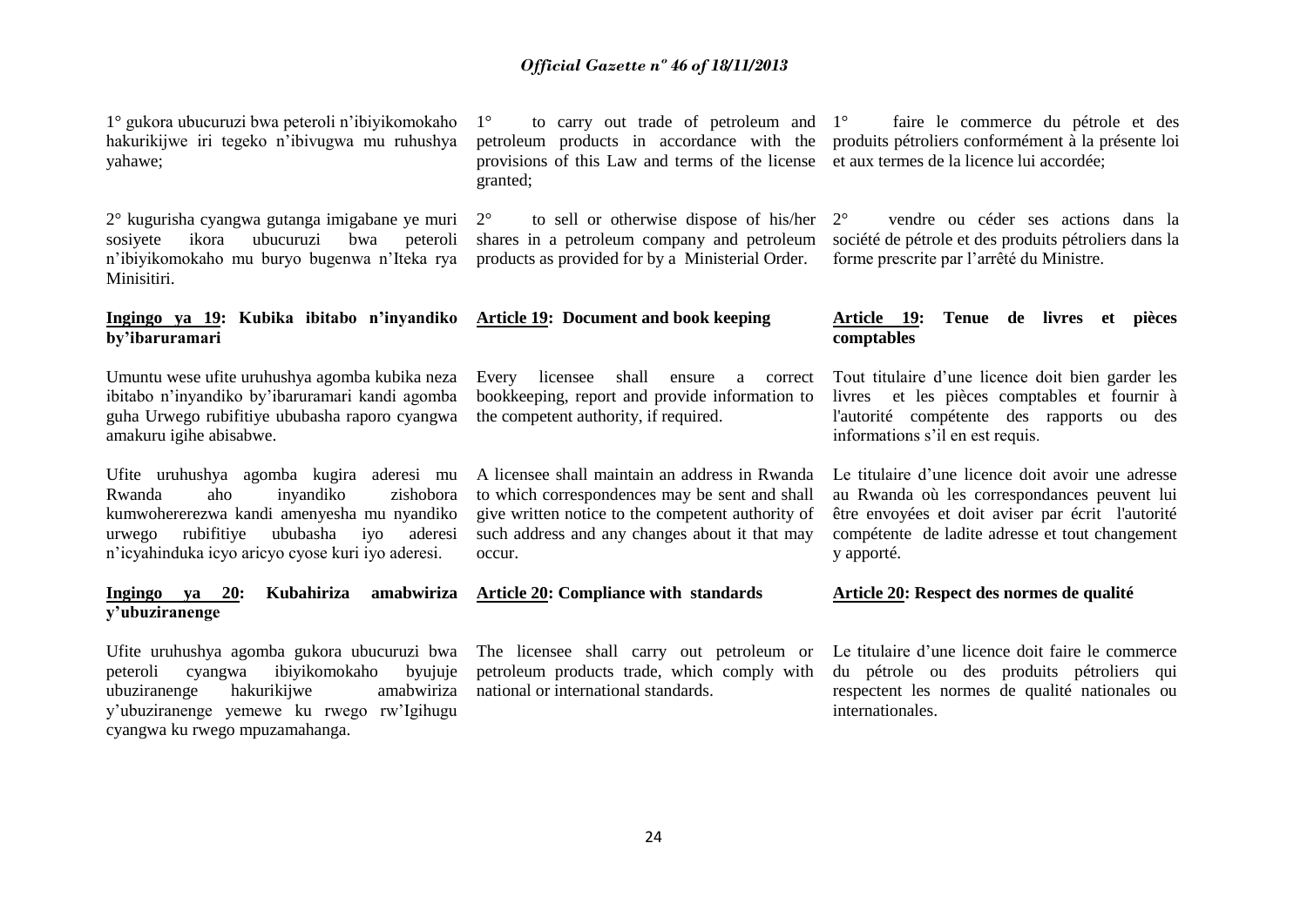1° gukora ubucuruzi bwa peteroli n'ibiyikomokaho hakurikijwe iri tegeko n'ibivugwa mu ruhushya yahawe;

2° kugurisha cyangwa gutanga imigabane ye muri sosiyete ikora ubucuruzi bwa peteroli n'ibiyikomokaho mu buryo bugenwa n'Iteka rya Minisitiri.

**Ingingo ya 19: Kubika ibitabo n'inyandiko by'ibaruramari**

Umuntu wese ufite uruhushya agomba kubika neza ibitabo n'inyandiko by'ibaruramari kandi agomba guha Urwego rubifitiye ububasha raporo cyangwa amakuru igihe abisabwe.

Ufite uruhushya agomba kugira aderesi mu Rwanda aho inyandiko zishobora kumwohererezwa kandi amenyesha mu nyandiko urwego rubifitiye ububasha iyo aderesi n'icyahinduka icyo aricyo cyose kuri iyo aderesi.

**Ingingo ya 20: Kubahiriza amabwiriza y'ubuziranenge**

Ufite uruhushya agomba gukora ubucuruzi bwa peteroli cyangwa ibiyikomokaho byujuje ubuziranenge hakurikijwe amabwiriza y'ubuziranenge yemewe ku rwego rw'Igihugu cyangwa ku rwego mpuzamahanga.

1° to carry out trade of petroleum and petroleum products in accordance with the provisions of this Law and terms of the license granted;

2° to sell or otherwise dispose of his/her shares in a petroleum company and petroleum products as provided for by a Ministerial Order.

**Article 19: Document and book keeping**

Every licensee shall ensure a correct bookkeeping, report and provide information to the competent authority, if required.

A licensee shall maintain an address in Rwanda to which correspondences may be sent and shall give written notice to the competent authority of such address and any changes about it that may occur.

**Article 20: Compliance with standards**

The licensee shall carry out petroleum or petroleum products trade, which comply with national or international standards.

1° faire le commerce du pétrole et des produits pétroliers conformément à la présente loi et aux termes de la licence lui accordée;

2° vendre ou céder ses actions dans la société de pétrole et des produits pétroliers dans la forme prescrite par l'arrêté du Ministre.

**Article 19: Tenue de livres et pièces comptables**

Tout titulaire d'une licence doit bien garder les livres et les pièces comptables et fournir à l'autorité compétente des rapports ou des informations s'il en est requis.

Le titulaire d'une licence doit avoir une adresse au Rwanda où les correspondances peuvent lui être envoyées et doit aviser par écrit l'autorité compétente de ladite adresse et tout changement y apporté.

**Article 20: Respect des normes de qualité**

Le titulaire d'une licence doit faire le commerce du pétrole ou des produits pétroliers qui respectent les normes de qualité nationales ou internationales.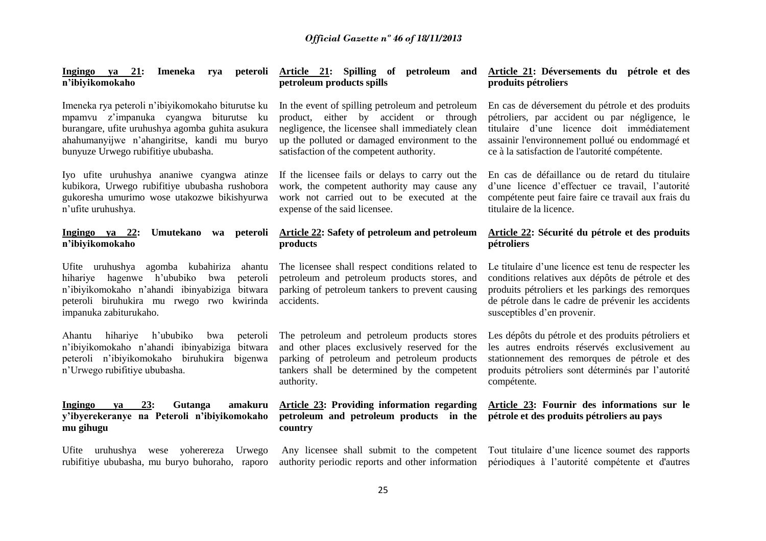**Ingingo ya 21: Imeneka rya peteroli n'ibiyikomokaho**

Imeneka rya peteroli n'ibiyikomokaho biturutse ku mpamvu z'impanuka cyangwa biturutse ku burangare, ufite uruhushya agomba guhita asukura ahahumanyijwe n'ahangiritse, kandi mu buryo bunyuze Urwego rubifitiye ububasha.

Iyo ufite uruhushya ananiwe cyangwa atinze kubikora, Urwego rubifitiye ububasha rushobora gukoresha umurimo wose utakozwe bikishyurwa n'ufite uruhushya.

**Ingingo ya 22: Umutekano wa peteroli n'ibiyikomokaho**

Ufite uruhushya agomba kubahiriza ahantu hihariye hagenwe h'ububiko bwa peteroli n'ibiyikomokaho n'ahandi ibinyabiziga bitwara peteroli biruhukira mu rwego rwo kwirinda impanuka zabiturukaho.

Ahantu hihariye h'ububiko bwa peteroli n'ibiyikomokaho n'ahandi ibinyabiziga bitwara peteroli n'ibiyikomokaho biruhukira bigenwa n'Urwego rubifitiye ububasha.

**Ingingo ya 23: Gutanga amakuru y'ibyerekeranye na Peteroli n'ibiyikomokaho mu gihugu**

Ufite uruhushya wese yohereza Urwego rubifitiye ububasha, mu buryo buhoraho, raporo

**Article 21: Spilling of petroleum and petroleum products spills**

In the event of spilling petroleum and petroleum product, either by accident or through negligence, the licensee shall immediately clean up the polluted or damaged environment to the satisfaction of the competent authority.

If the licensee fails or delays to carry out the work, the competent authority may cause any work not carried out to be executed at the expense of the said licensee.

**Article 22: Safety of petroleum and petroleum products**

The licensee shall respect conditions related to petroleum and petroleum products stores, and parking of petroleum tankers to prevent causing accidents.

The petroleum and petroleum products stores and other places exclusively reserved for the parking of petroleum and petroleum products tankers shall be determined by the competent authority.

**Article 23: Providing information regarding petroleum and petroleum products in the country**

Any licensee shall submit to the competent authority periodic reports and other information

**Article 21: Déversements du pétrole et des produits pétroliers**

En cas de déversement du pétrole et des produits pétroliers, par accident ou par négligence, le titulaire d'une licence doit immédiatement assainir l'environnement pollué ou endommagé et ce à la satisfaction de l'autorité compétente.

En cas de défaillance ou de retard du titulaire d'une licence d'effectuer ce travail, l'autorité compétente peut faire faire ce travail aux frais du titulaire de la licence.

**Article 22: Sécurité du pétrole et des produits pétroliers**

Le titulaire d'une licence est tenu de respecter les conditions relatives aux dépôts de pétrole et des produits pétroliers et les parkings des remorques de pétrole dans le cadre de prévenir les accidents susceptibles d'en provenir.

Les dépôts du pétrole et des produits pétroliers et les autres endroits réservés exclusivement au stationnement des remorques de pétrole et des produits pétroliers sont déterminés par l'autorité compétente.

**Article 23: Fournir des informations sur le pétrole et des produits pétroliers au pays**

Tout titulaire d'une licence soumet des rapports périodiques à l'autorité compétente et d'autres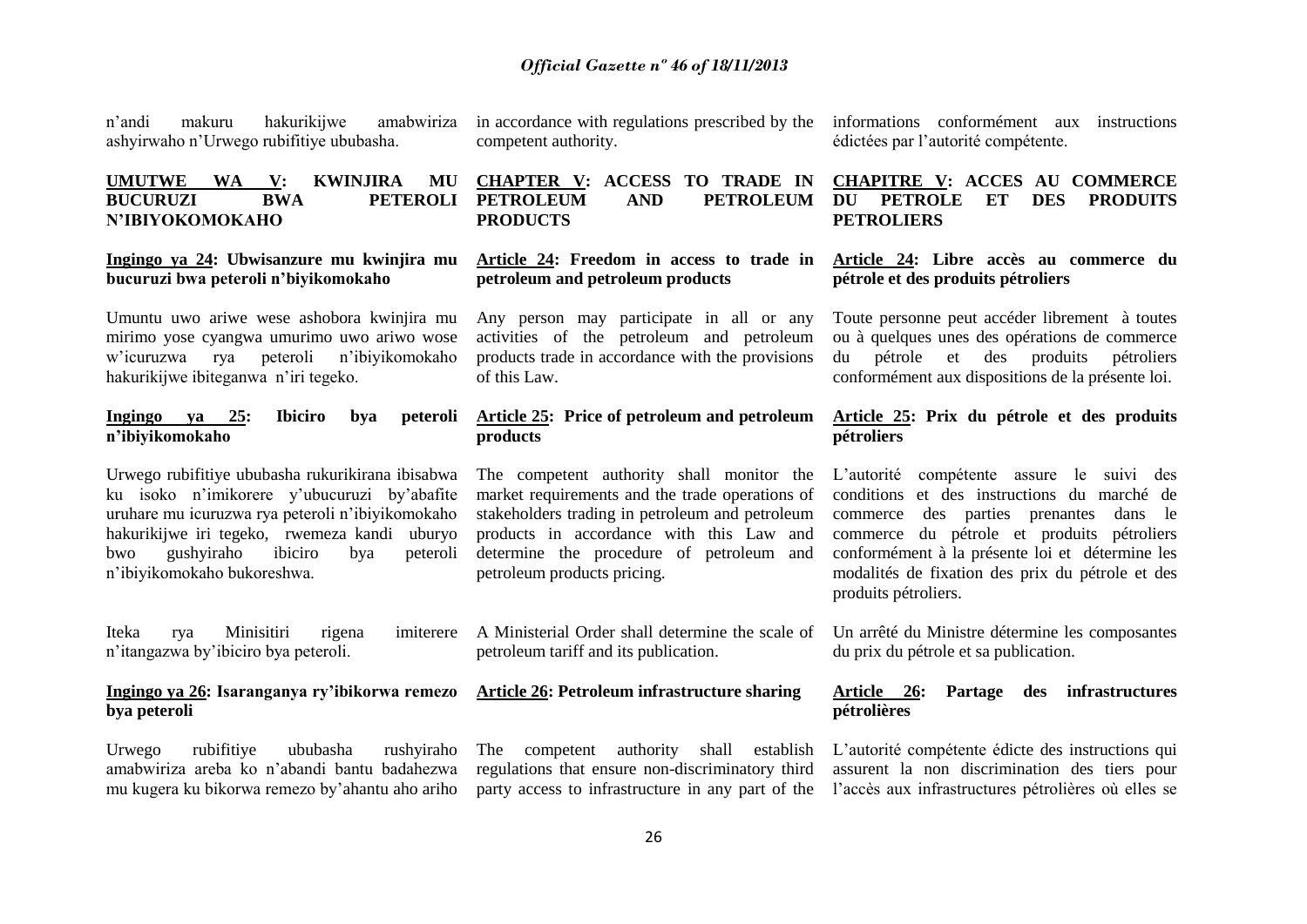n'andi makuru hakurikijwe amabwiriza ashyirwaho n'Urwego rubifitiye ububasha.

**UMUTWE WA V: KWINJIRA MU BUCURUZI BWA PETEROLI N'IBIYIKOMOKAHO**

**Ingingo ya 24: Ubwisanzure mu kwinjira mu bucuruzi bwa peteroli n'biyikomokaho**

Umuntu uwo ariwe wese ashobora kwinjira mu mirimo yose cyangwa umurimo uwo ariwo wose w'icuruzwa rya peteroli n'ibiyikomokaho hakurikijwe ibiteganwa n'iri tegeko.

**Ingingo ya 25: Ibiciro bya peteroli n'ibiyikomokaho**

Urwego rubifitiye ububasha rukurikirana ibisabwa ku isoko n'imikorere y'ubucuruzi by'abafite uruhare mu icuruzwa rya peteroli n'ibiyikomokaho hakurikijwe iri tegeko, rwemeza kandi uburyo bwo gushyiraho ibiciro bya peteroli n'ibiyikomokaho bukoreshwa.

Iteka rya Minisitiri rigena imiterere n'itangazwa by'ibiciro bya peteroli.

**Ingingo ya 26: Isaranganya ry'ibikorwa remezo bya peteroli**

Urwego rubifitiye ububasha rushyiraho amabwiriza areba ko n'abandi bantu badahezwa mu kugera ku bikorwa remezo by'ahantu aho ariho

in accordance with regulations prescribed by the competent authority.

**CHAPTER V: ACCESS TO TRADE IN PETROLEUM AND PETROLEUM PRODUCTS**

**Article 24: Freedom in access to trade in petroleum and petroleum products**

Any person may participate in all or any activities of the petroleum and petroleum products trade in accordance with the provisions of this Law.

**Article 25: Price of petroleum and petroleum products**

The competent authority shall monitor the market requirements and the trade operations of stakeholders trading in petroleum and petroleum products in accordance with this Law and determine the procedure of petroleum and petroleum products pricing.

A Ministerial Order shall determine the scale of petroleum tariff and its publication.

**Article 26: Petroleum infrastructure sharing**

The competent authority shall establish regulations that ensure non-discriminatory third party access to infrastructure in any part of the

informations conformément aux instructions édictées par l'autorité compétente.

**CHAPITRE V: ACCES AU COMMERCE DU PETROLE ET DES PRODUITS PETROLIERS**

**Article 24: Libre accès au commerce du pétrole et des produits pétroliers**

Toute personne peut accéder librement à toutes ou à quelques unes des opérations de commerce du pétrole et des produits pétroliers conformément aux dispositions de la présente loi.

**Article 25: Prix du pétrole et des produits pétroliers**

L'autorité compétente assure le suivi des conditions et des instructions du marché de commerce des parties prenantes dans le commerce du pétrole et produits pétroliers conformément à la présente loi et détermine les modalités de fixation des prix du pétrole et des produits pétroliers.

Un arrêté du Ministre détermine les composantes du prix du pétrole et sa publication.

**Article 26: Partage des infrastructures pétrolières**

L'autorité compétente édicte des instructions qui assurent la non discrimination des tiers pour l'accès aux infrastructures pétrolières où elles se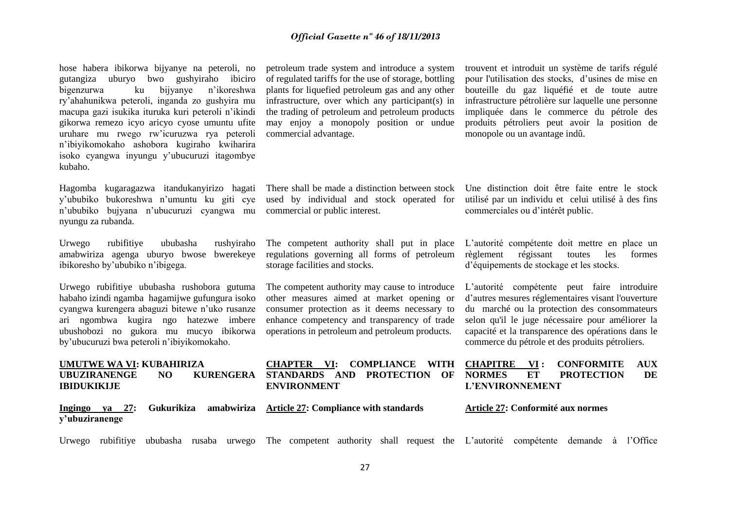hose habera ibikorwa bijyanye na peteroli, no gutangiza uburyo bwo gushyiraho ibiciro bigenzurwa ku bijyanye n'ikoreshwa ry'ahahunikwa peteroli, inganda zo gushyira mu macupa gazi isukika ituruka kuri peteroli n'ikindi gikorwa remezo icyo aricyo cyose umuntu ufite uruhare mu rwego rw'icuruzwa rya peteroli n'ibiyikomokaho ashobora kugiraho kwiharira isoko cyangwa inyungu y'ubucuruzi itagombye kubaho.

Hagomba kugaragazwa itandukanyirizo hagati y'ububiko bukoreshwa n'umuntu ku giti cye n'ububiko bujyana n'ubucuruzi cyangwa mu nyungu za rubanda.

Urwego rubifitiye ububasha rushyiraho amabwiriza agenga uburyo bwose bwerekeye ibikoresho by'ububiko n'ibigega.

Urwego rubifitiye ububasha rushobora gutuma habaho izindi ngamba hagamijwe gufungura isoko cyangwa kurengera abaguzi bitewe n'uko rusanze ari ngombwa kugira ngo hatezwe imbere ubushobozi no gukora mu mucyo ibikorwa by'ubucuruzi bwa peteroli n'ibiyikomokaho.

**UMUTWE WA VI: KUBAHIRIZA UBUZIRANENGE NO KURENGERA IBIDUKIKIJE**

**Ingingo ya 27: Gukurikiza amabwiriza y'ubuziranenge**

Urwego rubifitiye ububasha rusaba urwego

petroleum trade system and introduce a system of regulated tariffs for the use of storage, bottling plants for liquefied petroleum gas and any other infrastructure, over which any participant(s) in the trading of petroleum and petroleum products may enjoy a monopoly position or undue commercial advantage.

There shall be made a distinction between stock used by individual and stock operated for commercial or public interest.

The competent authority shall put in place regulations governing all forms of petroleum storage facilities and stocks.

The competent authority may cause to introduce other measures aimed at market opening or consumer protection as it deems necessary to enhance competency and transparency of trade operations in petroleum and petroleum products.

**CHAPTER VI: COMPLIANCE WITH STANDARDS AND PROTECTION OF ENVIRONMENT**

**Article 27: Compliance with standards**

The competent authority shall request the

trouvent et introduit un système de tarifs régulé pour l'utilisation des stocks, d'usines de mise en bouteille du gaz liquéfié et de toute autre infrastructure pétrolière sur laquelle une personne impliquée dans le commerce du pétrole des produits pétroliers peut avoir la position de monopole ou un avantage indû.

Une distinction doit être faite entre le stock utilisé par un individu et celui utilisé à des fins commerciales ou d'intérêt public.

L'autorité compétente doit mettre en place un règlement régissant toutes les formes d'équipements de stockage et les stocks.

L'autorité compétente peut faire introduire d'autres mesures réglementaires visant l'ouverture du marché ou la protection des consommateurs selon qu'il le juge nécessaire pour améliorer la capacité et la transparence des opérations dans le commerce du pétrole et des produits pétroliers.

**CHAPITRE VI : CONFORMITE AUX NORMES ET PROTECTION DE L'ENVIRONNEMENT**

**Article 27: Conformité aux normes**

L'autorité compétente demande à l'Office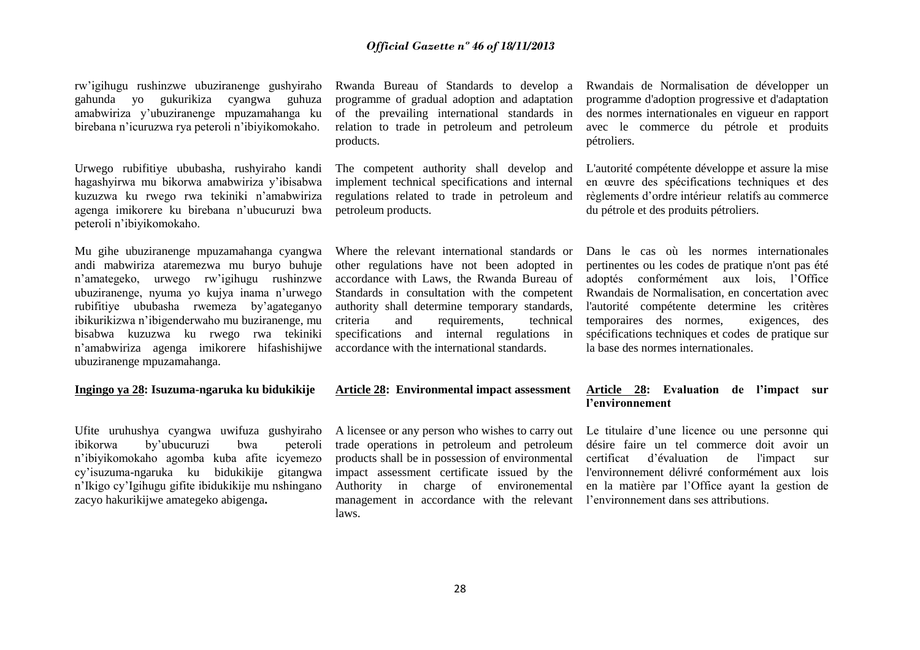rw'igihugu rushinzwe ubuziranenge gushyiraho gahunda yo gukurikiza cyangwa guhuza amabwiriza y'ubuziranenge mpuzamahanga ku birebana n'icuruzwa rya peteroli n'ibiyikomokaho.

Urwego rubifitiye ububasha, rushyiraho kandi hagashyirwa mu bikorwa amabwiriza y'ibisabwa kuzuzwa ku rwego rwa tekiniki n'amabwiriza agenga imikorere ku birebana n'ubucuruzi bwa peteroli n'ibiyikomokaho.

Mu gihe ubuziranenge mpuzamahanga cyangwa andi mabwiriza ataremezwa mu buryo buhuje n'amategeko, urwego rw'igihugu rushinzwe ubuziranenge, nyuma yo kujya inama n'urwego rubifitiye ububasha rwemeza by'agateganyo ibikurikizwa n'ibigenderwaho mu buziranenge, mu bisabwa kuzuzwa ku rwego rwa tekiniki n'amabwiriza agenga imikorere hifashishijwe ubuziranenge mpuzamahanga.

**Ingingo ya 28: Isuzuma-ngaruka ku bidukikije**

Ufite uruhushya cyangwa uwifuza gushyiraho ibikorwa by'ubucuruzi bwa peteroli n'ibiyikomokaho agomba kuba afite icyemezo cy'isuzuma-ngaruka ku bidukikije gitangwa n'Ikigo cy'Igihugu gifite ibidukikije mu nshingano zacyo hakurikijwe amategeko abigenga**.**

Rwanda Bureau of Standards to develop a programme of gradual adoption and adaptation of the prevailing international standards in relation to trade in petroleum and petroleum products.

The competent authority shall develop and implement technical specifications and internal regulations related to trade in petroleum and petroleum products.

Where the relevant international standards or other regulations have not been adopted in accordance with Laws, the Rwanda Bureau of Standards in consultation with the competent authority shall determine temporary standards, criteria and requirements, technical specifications and internal regulations in accordance with the international standards.

**Article 28: Environmental impact assessment**

A licensee or any person who wishes to carry out trade operations in petroleum and petroleum products shall be in possession of environmental impact assessment certificate issued by the Authority in charge of environemental management in accordance with the relevant laws.

Rwandais de Normalisation de développer un programme d'adoption progressive et d'adaptation des normes internationales en vigueur en rapport avec le commerce du pétrole et produits pétroliers.

L'autorité compétente développe et assure la mise en œuvre des spécifications techniques et des règlements d'ordre intérieur relatifs au commerce du pétrole et des produits pétroliers.

Dans le cas où les normes internationales pertinentes ou les codes de pratique n'ont pas été adoptés conformément aux lois, l'Office Rwandais de Normalisation, en concertation avec l'autorité compétente détermine les critères temporaires des normes, exigences, des spécifications techniques et codes de pratique sur la base des normes internationales.

**Article 28: Evaluation de l'impact sur l'environnement**

Le titulaire d'une licence ou une personne qui désire faire un tel commerce doit avoir un certificat d'évaluation de l'impact sur l'environnement délivré conformément aux lois en la matière par l'Office ayant la gestion de l'environnement dans ses attributions.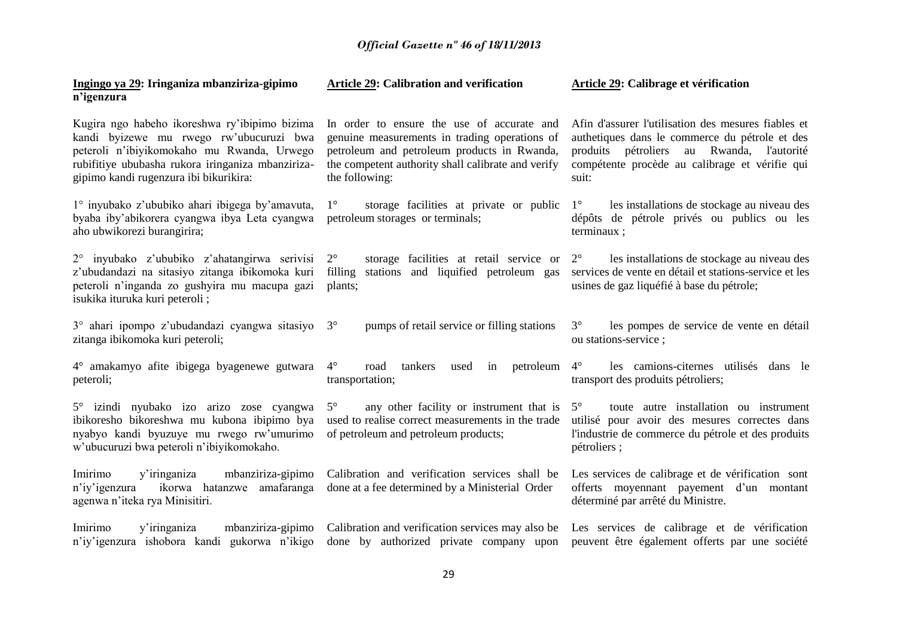**Ingingo ya 29: Iringaniza mbanziriza-gipimo n'igenzura**

Kugira ngo habeho ikoreshwa ry'ibipimo bizima kandi byizewe mu rwego rw'ubucuruzi bwa peteroli n'ibiyikomokaho mu Rwanda, Urwego rubifitiye ububasha rukora iringaniza mbanziriza-gipimo kandi rugenzura ibi bikurikira:

1° inyubako z'ububiko ahari ibigega by'amavuta, byaba iby'abikorera cyangwa ibya Leta cyangwa aho ubwikorezi burangirira;

2° inyubako z'ububiko z'ahatangirwa serivisi z'ubudandazi na sitasiyo zitanga ibikomoka kuri peteroli n'inganda zo gushyira mu macupa gazi isukika ituruka kuri peteroli ;

3° ahari ipompo z'ubudandazi cyangwa sitasiyo zitanga ibikomoka kuri peteroli;

4° amakamyo afite ibigega byagenewe gutwara peteroli;

5° izindi nyubako izo arizo zose cyangwa ibikoresho bikoreshwa mu kubona ibipimo bya nyabyo kandi byuzuye mu rwego rw'umurimo w'ubucuruzi bwa peteroli n'ibiyikomokaho.

Imirimo y'iringaniza mbanziriza-gipimo n'iy'igenzura ikorwa hatanzwe amafaranga agenwa n'iteka rya Minisitiri.

Imirimo y'iringaniza mbanziriza-gipimo n'iy'igenzura ishobora kandi gukorwa n'ikigo

**Article 29: Calibration and verification**

In order to ensure the use of accurate and genuine measurements in trading operations of petroleum and petroleum products in Rwanda, the competent authority shall calibrate and verify the following:

1° storage facilities at private or public petroleum storages or terminals;

2° storage facilities at retail service or filling stations and liquified petroleum gas plants;

3° pumps of retail service or filling stations

4° road tankers used in petroleum transportation;

5° any other facility or instrument that is used to realise correct measurements in the trade of petroleum and petroleum products;

Calibration and verification services shall be done at a fee determined by a Ministerial Order

Calibration and verification services may also be done by authorized private company upon

**Article 29: Calibrage et vérification**

Afin d'assurer l'utilisation des mesures fiables et authetiques dans le commerce du pétrole et des produits pétroliers au Rwanda, l'autorité compétente procède au calibrage et vérifie qui suit:

1° les installations de stockage au niveau des dépôts de pétrole privés ou publics ou les terminaux ;

2° les installations de stockage au niveau des services de vente en détail et stations-service et les usines de gaz liquéfié à base du pétrole;

3° les pompes de service de vente en détail ou stations-service ;

4° les camions-citernes utilisés dans le transport des produits pétroliers;

5° toute autre installation ou instrument utilisé pour avoir des mesures correctes dans l'industrie de commerce du pétrole et des produits pétroliers ;

Les services de calibrage et de vérification sont offerts moyennant payement d'un montant déterminé par arrêté du Ministre.

Les services de calibrage et de vérification peuvent être également offerts par une société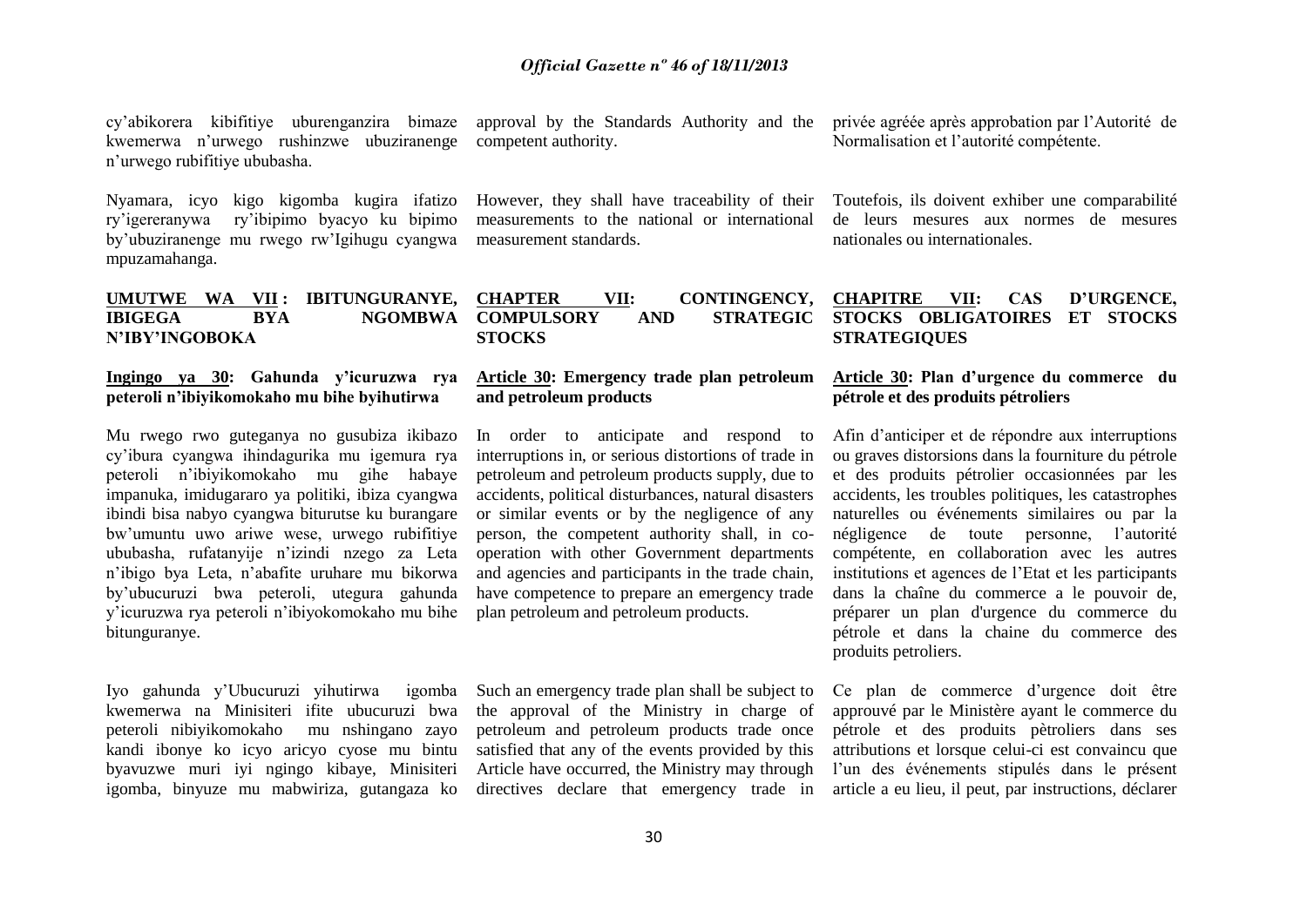cy'abikorera kibifitiye uburenganzira bimaze kwemerwa n'urwego rushinzwe ubuziranenge n'urwego rubifitiye ububasha.

Nyamara, icyo kigo kigomba kugira ifatizo ry'igereranywa ry'ibipimo byacyo ku bipimo by'ubuziranenge mu rwego rw'Igihugu cyangwa mpuzamahanga.

## UMUTWE WA VII : IBITUNGURANYE, IBIGEGA BYA NGOMBWA N'IBY'INGOBOKA

### Ingingo ya 30: Gahunda y'icuruzwa rya peteroli n'ibiyikomokaho mu bihe byihutirwa

Mu rwego rwo guteganya no gusubiza ikibazo cy'ibura cyangwa ihindagurika mu igemura rya peteroli n'ibiyikomokaho mu gihe habaye impanuka, imidugararo ya politiki, ibiza cyangwa ibindi bisa nabyo cyangwa biturutse ku burangare bw'umuntu uwo ariwe wese, urwego rubifitiye ububasha, rufatanyije n'izindi nzego za Leta n'ibigo bya Leta, n'abafite uruhare mu bikorwa by'ubucuruzi bwa peteroli, utegura gahunda y'icuruzwa rya peteroli n'ibiyokomokaho mu bihe bitunguranye.

Iyo gahunda y'Ubucuruzi yihutirwa igomba kwemerwa na Minisiteri ifite ubucuruzi bwa peteroli nibiyikomokaho mu nshingano zayo kandi ibonye ko icyo aricyo cyose mu bintu byavuzwe muri iyi ngingo kibaye, Minisiteri igomba, binyuze mu mabwiriza, gutangaza ko

approval by the Standards Authority and the competent authority.

However, they shall have traceability of their measurements to the national or international measurement standards.

## CHAPTER VII: CONTINGENCY, COMPULSORY AND STRATEGIC STOCKS

### Article 30: Emergency trade plan petroleum and petroleum products

In order to anticipate and respond to interruptions in, or serious distortions of trade in petroleum and petroleum products supply, due to accidents, political disturbances, natural disasters or similar events or by the negligence of any person, the competent authority shall, in co-operation with other Government departments and agencies and participants in the trade chain, have competence to prepare an emergency trade plan petroleum and petroleum products.

Such an emergency trade plan shall be subject to the approval of the Ministry in charge of petroleum and petroleum products trade once satisfied that any of the events provided by this Article have occurred, the Ministry may through directives declare that emergency trade in

privée agréée après approbation par l'Autorité de Normalisation et l'autorité compétente.

Toutefois, ils doivent exhiber une comparabilité de leurs mesures aux normes de mesures nationales ou internationales.

## CHAPITRE VII: CAS D'URGENCE, STOCKS OBLIGATOIRES ET STOCKS STRATEGIQUES

### Article 30: Plan d'urgence du commerce du pétrole et des produits pétroliers

Afin d'anticiper et de répondre aux interruptions ou graves distorsions dans la fourniture du pétrole et des produits pétrolier occasionnées par les accidents, les troubles politiques, les catastrophes naturelles ou événements similaires ou par la négligence de toute personne, l'autorité compétente, en collaboration avec les autres institutions et agences de l'Etat et les participants dans la chaîne du commerce a le pouvoir de, préparer un plan d'urgence du commerce du pétrole et dans la chaine du commerce des produits petroliers.

Ce plan de commerce d'urgence doit être approuvé par le Ministère ayant le commerce du pétrole et des produits pètroliers dans ses attributions et lorsque celui-ci est convaincu que l'un des événements stipulés dans le présent article a eu lieu, il peut, par instructions, déclarer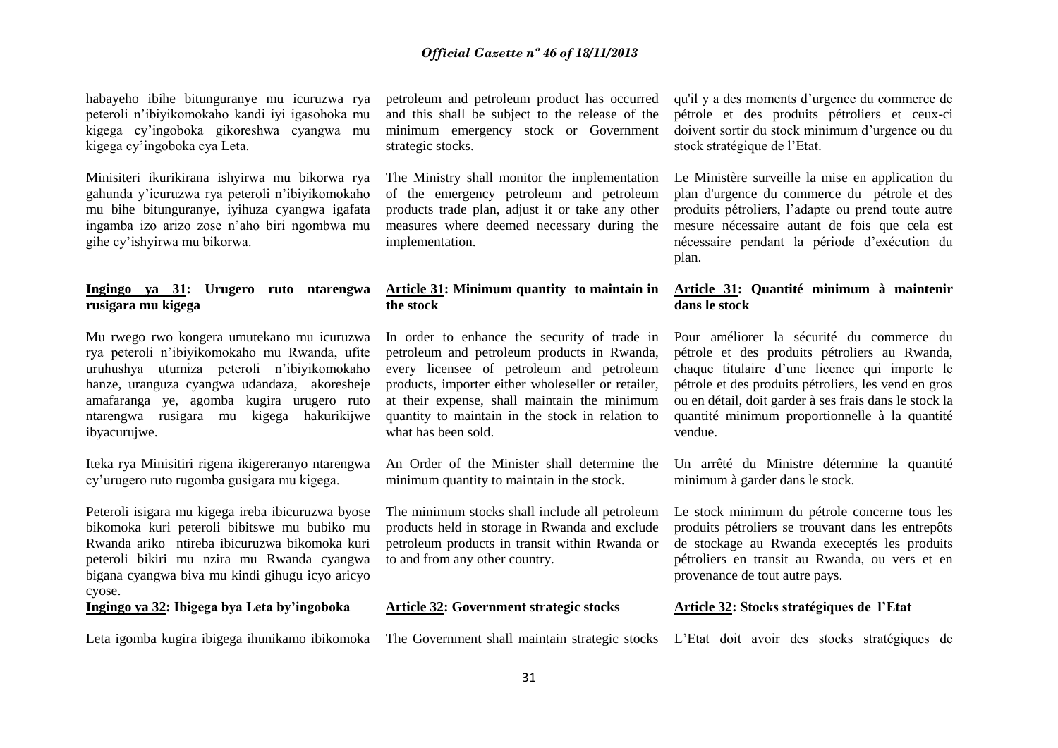habayeho ibihe bitunguranye mu icuruzwa rya peteroli n'ibiyikomokaho kandi iyi igasohoka mu kigega cy'ingoboka gikoreshwa cyangwa mu kigega cy'ingoboka cya Leta.

Minisiteri ikurikirana ishyirwa mu bikorwa rya gahunda y'icuruzwa rya peteroli n'ibiyikomokaho mu bihe bitunguranye, iyihuza cyangwa igafata ingamba izo arizo zose n'aho biri ngombwa mu gihe cy'ishyirwa mu bikorwa.

**Ingingo ya 31: Urugero ruto ntarengwa rusigara mu kigega**

Mu rwego rwo kongera umutekano mu icuruzwa rya peteroli n'ibiyikomokaho mu Rwanda, ufite uruhushya utumiza peteroli n'ibiyikomokaho hanze, uranguza cyangwa udandaza, akoresheje amafaranga ye, agomba kugira urugero ruto ntarengwa rusigara mu kigega hakurikijwe ibyacurujwe.

Iteka rya Minisitiri rigena ikigereranyo ntarengwa cy'urugero ruto rugomba gusigara mu kigega.

Peteroli isigara mu kigega ireba ibicuruzwa byose bikomoka kuri peteroli bibitswe mu bubiko mu Rwanda ariko ntireba ibicuruzwa bikomoka kuri peteroli bikiri mu nzira mu Rwanda cyangwa bigana cyangwa biva mu kindi gihugu icyo aricyo cyose.

**Ingingo ya 32: Ibigega bya Leta by'ingoboka**

Leta igomba kugira ibigega ihunikamo ibikomoka

petroleum and petroleum product has occurred and this shall be subject to the release of the minimum emergency stock or Government strategic stocks.

The Ministry shall monitor the implementation of the emergency petroleum and petroleum products trade plan, adjust it or take any other measures where deemed necessary during the implementation.

**Article 31: Minimum quantity to maintain in the stock**

In order to enhance the security of trade in petroleum and petroleum products in Rwanda, every licensee of petroleum and petroleum products, importer either wholeseller or retailer, at their expense, shall maintain the minimum quantity to maintain in the stock in relation to what has been sold.

An Order of the Minister shall determine the minimum quantity to maintain in the stock.

The minimum stocks shall include all petroleum products held in storage in Rwanda and exclude petroleum products in transit within Rwanda or to and from any other country.

**Article 32: Government strategic stocks**

The Government shall maintain strategic stocks

qu'il y a des moments d'urgence du commerce de pétrole et des produits pétroliers et ceux-ci doivent sortir du stock minimum d'urgence ou du stock stratégique de l'Etat.

Le Ministère surveille la mise en application du plan d'urgence du commerce du pétrole et des produits pétroliers, l'adapte ou prend toute autre mesure nécessaire autant de fois que cela est nécessaire pendant la période d'exécution du plan.

**Article 31: Quantité minimum à maintenir dans le stock**

Pour améliorer la sécurité du commerce du pétrole et des produits pétroliers au Rwanda, chaque titulaire d'une licence qui importe le pétrole et des produits pétroliers, les vend en gros ou en détail, doit garder à ses frais dans le stock la quantité minimum proportionnelle à la quantité vendue.

Un arrêté du Ministre détermine la quantité minimum à garder dans le stock.

Le stock minimum du pétrole concerne tous les produits pétroliers se trouvant dans les entrepôts de stockage au Rwanda execeptés les produits pétroliers en transit au Rwanda, ou vers et en provenance de tout autre pays.

**Article 32: Stocks stratégiques de l'Etat**

L'Etat doit avoir des stocks stratégiques de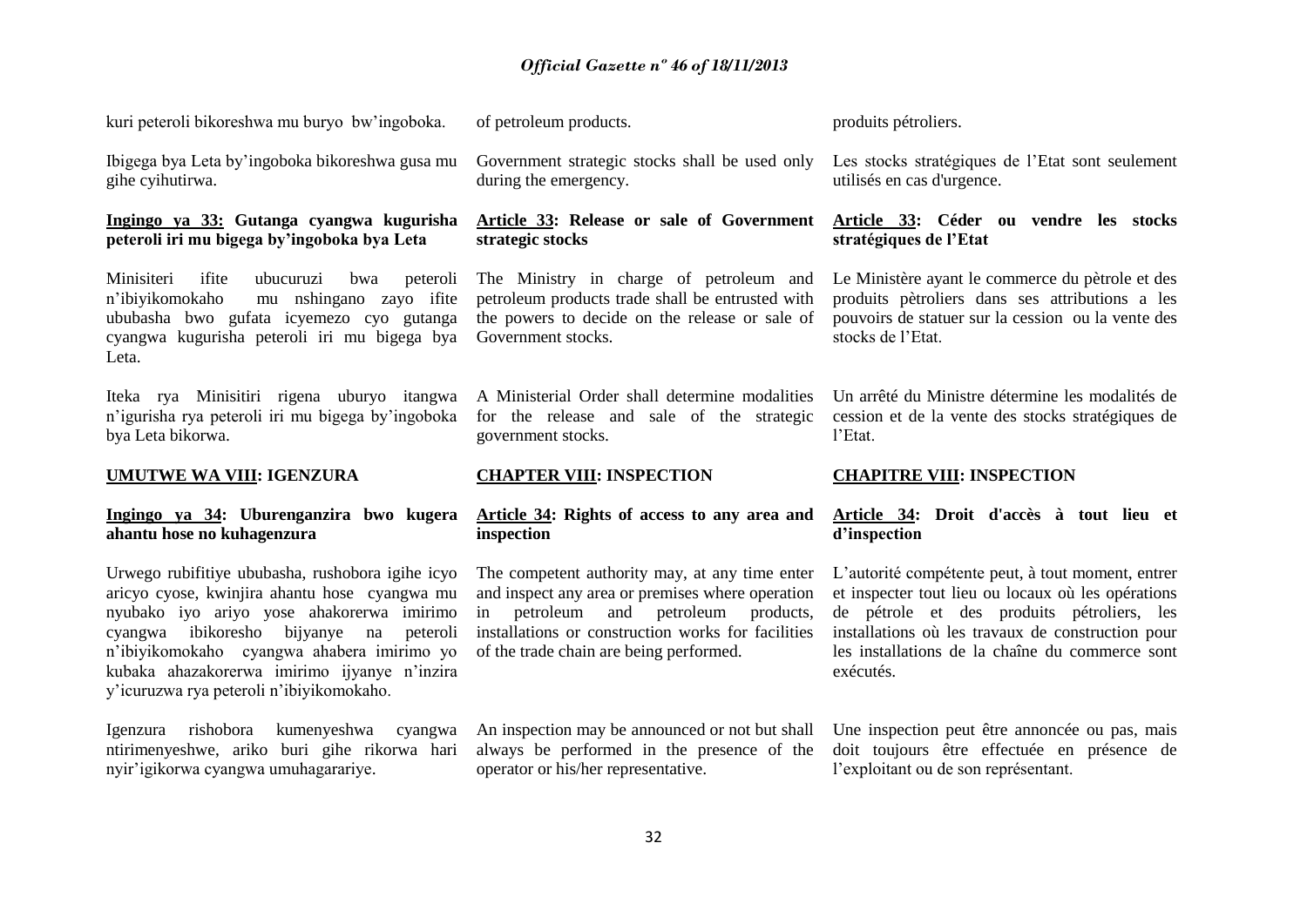kuri peteroli bikoreshwa mu buryo bw'ingoboka.

Ibigega bya Leta by'ingoboka bikoreshwa gusa mu gihe cyihutirwa.

**Ingingo ya 33: Gutanga cyangwa kugurisha peteroli iri mu bigega by'ingoboka bya Leta**

Minisiteri ifite ubucuruzi bwa peteroli n'ibiyikomokaho mu nshingano zayo ifite ububasha bwo gufata icyemezo cyo gutanga cyangwa kugurisha peteroli iri mu bigega bya Leta.

Iteka rya Minisitiri rigena uburyo itangwa n'igurisha rya peteroli iri mu bigega by'ingoboka bya Leta bikorwa.

## UMUTWE WA VIII: IGENZURA

**Ingingo ya 34: Uburenganzira bwo kugera ahantu hose no kuhagenzura**

Urwego rubifitiye ububasha, rushobora igihe icyo aricyo cyose, kwinjira ahantu hose cyangwa mu nyubako iyo ariyo yose ahakorerwa imirimo cyangwa ibikoresho bijyanye na peteroli n'ibiyikomokaho cyangwa ahabera imirimo yo kubaka ahazakorerwa imirimo ijyanye n'inzira y'icuruzwa rya peteroli n'ibiyikomokaho.

Igenzura rishobora kumenyeshwa cyangwa ntirimenyeshwe, ariko buri gihe rikorwa hari nyir'igikorwa cyangwa umuhagarariye.

of petroleum products.

Government strategic stocks shall be used only during the emergency.

**Article 33: Release or sale of Government strategic stocks**

The Ministry in charge of petroleum and petroleum products trade shall be entrusted with the powers to decide on the release or sale of Government stocks.

A Ministerial Order shall determine modalities for the release and sale of the strategic government stocks.

## CHAPTER VIII: INSPECTION

**Article 34: Rights of access to any area and inspection**

The competent authority may, at any time enter and inspect any area or premises where operation in petroleum and petroleum products, installations or construction works for facilities of the trade chain are being performed.

An inspection may be announced or not but shall always be performed in the presence of the operator or his/her representative.

produits pétroliers.

Les stocks stratégiques de l'Etat sont seulement utilisés en cas d'urgence.

**Article 33: Céder ou vendre les stocks stratégiques de l'Etat**

Le Ministère ayant le commerce du pètrole et des produits pètroliers dans ses attributions a les pouvoirs de statuer sur la cession ou la vente des stocks de l'Etat.

Un arrêté du Ministre détermine les modalités de cession et de la vente des stocks stratégiques de l'Etat.

## CHAPITRE VIII: INSPECTION

**Article 34: Droit d'accès à tout lieu et d'inspection**

L'autorité compétente peut, à tout moment, entrer et inspecter tout lieu ou locaux où les opérations de pétrole et des produits pétroliers, les installations où les travaux de construction pour les installations de la chaîne du commerce sont exécutés.

Une inspection peut être annoncée ou pas, mais doit toujours être effectuée en présence de l'exploitant ou de son représentant.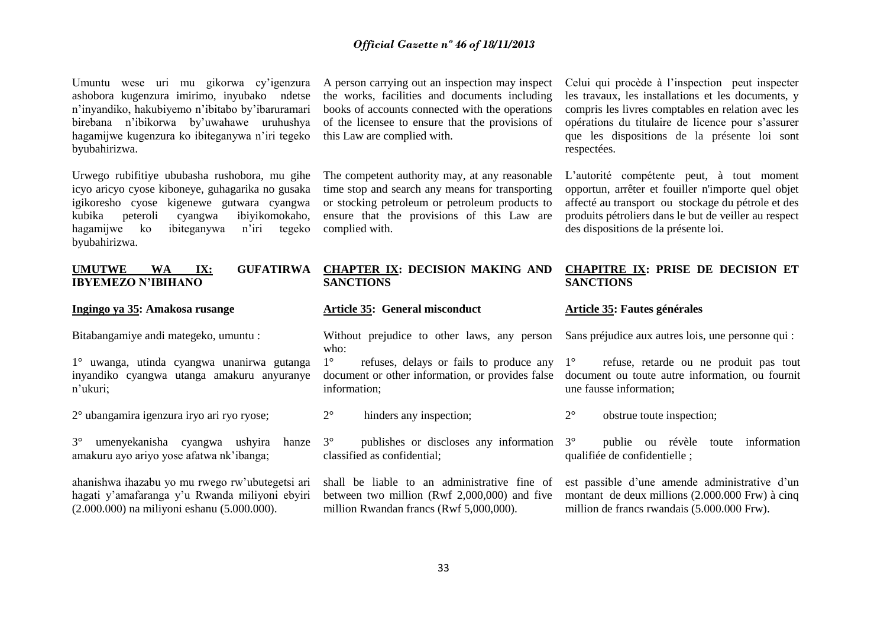Umuntu wese uri mu gikorwa cy'igenzura ashobora kugenzura imirimo, inyubako ndetse n'inyandiko, hakubiyemo n'ibitabo by'ibaruramari birebana n'ibikorwa by'uwahawe uruhushya hagamijwe kugenzura ko ibiteganywa n'iri tegeko byubahirizwa.

Urwego rubifitiye ububasha rushobora, mu gihe icyo aricyo cyose kiboneye, guhagarika no gusaka igikoresho cyose kigenewe gutwara cyangwa kubika peteroli cyangwa ibiyikomokaho, hagamijwe ko ibiteganywa n'iri tegeko byubahirizwa.

**UMUTWE WA IX: GUFATIRWA IBYEMEZO N'IBIHANO**

**Ingingo ya 35: Amakosa rusange**

Bitabangamiye andi mategeko, umuntu :

1° uwanga, utinda cyangwa unanirwa gutanga inyandiko cyangwa utanga amakuru anyuranye n'ukuri;

2° ubangamira igenzura iryo ari ryo ryose;

3° umenyekanisha cyangwa ushyira hanze amakuru ayo ariyo yose afatwa nk'ibanga;

ahanishwa ihazabu yo mu rwego rw'ubutegetsi ari hagati y'amafaranga y'u Rwanda miliyoni ebyiri (2.000.000) na miliyoni eshanu (5.000.000).

A person carrying out an inspection may inspect the works, facilities and documents including books of accounts connected with the operations of the licensee to ensure that the provisions of this Law are complied with.

The competent authority may, at any reasonable time stop and search any means for transporting or stocking petroleum or petroleum products to ensure that the provisions of this Law are complied with.

**CHAPTER IX: DECISION MAKING AND SANCTIONS**

**Article 35: General misconduct**

Without prejudice to other laws, any person who:

1° refuses, delays or fails to produce any document or other information, or provides false information;

2° hinders any inspection;

3° publishes or discloses any information classified as confidential;

shall be liable to an administrative fine of between two million (Rwf 2,000,000) and five million Rwandan francs (Rwf 5,000,000).

Celui qui procède à l'inspection peut inspecter les travaux, les installations et les documents, y compris les livres comptables en relation avec les opérations du titulaire de licence pour s'assurer que les dispositions de la présente loi sont respectées.

L'autorité compétente peut, à tout moment opportun, arrêter et fouiller n'importe quel objet affecté au transport ou stockage du pétrole et des produits pétroliers dans le but de veiller au respect des dispositions de la présente loi.

**CHAPITRE IX: PRISE DE DECISION ET SANCTIONS**

**Article 35: Fautes générales**

Sans préjudice aux autres lois, une personne qui :

1° refuse, retarde ou ne produit pas tout document ou toute autre information, ou fournit une fausse information;

2° obstrue toute inspection;

3° publie ou révèle toute information qualifiée de confidentielle ;

est passible d'une amende administrative d'un montant de deux millions (2.000.000 Frw) à cinq million de francs rwandais (5.000.000 Frw).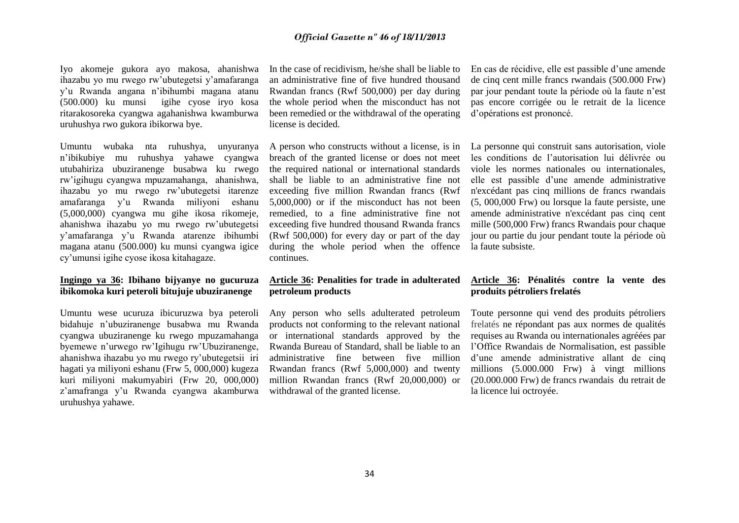Iyo akomeje gukora ayo makosa, ahanishwa ihazabu yo mu rwego rw'ubutegetsi y'amafaranga y'u Rwanda angana n'ibihumbi magana atanu (500.000) ku munsi igihe cyose iryo kosa ritarakosoreka cyangwa agahanishwa kwamburwa uruhushya rwo gukora ibikorwa bye.

Umuntu wubaka nta ruhushya, unyuranya n'ibikubiye mu ruhushya yahawe cyangwa utubahiriza ubuziranenge busabwa ku rwego rw'igihugu cyangwa mpuzamahanga, ahanishwa, ihazabu yo mu rwego rw'ubutegetsi itarenze amafaranga y'u Rwanda miliyoni eshanu (5,000,000) cyangwa mu gihe ikosa rikomeje, ahanishwa ihazabu yo mu rwego rw'ubutegetsi y'amafaranga y'u Rwanda atarenze ibihumbi magana atanu (500.000) ku munsi cyangwa igice cy'umunsi igihe cyose ikosa kitahagaze.

**Ingingo ya 36: Ibihano bijyanye no gucuruza ibikomoka kuri peteroli bitujuje ubuziranenge**

Umuntu wese ucuruza ibicuruzwa bya peteroli bidahuje n'ubuziranenge busabwa mu Rwanda cyangwa ubuziranenge ku rwego mpuzamahanga byemewe n'urwego rw'Igihugu rw'Ubuziranenge, ahanishwa ihazabu yo mu rwego ry'ubutegetsii iri hagati ya miliyoni eshanu (Frw 5, 000,000) kugeza kuri miliyoni makumyabiri (Frw 20, 000,000) z'amafranga y'u Rwanda cyangwa akamburwa uruhushya yahawe.

In the case of recidivism, he/she shall be liable to an administrative fine of five hundred thousand Rwandan francs (Rwf 500,000) per day during the whole period when the misconduct has not been remedied or the withdrawal of the operating license is decided.

A person who constructs without a license, is in breach of the granted license or does not meet the required national or international standards shall be liable to an administrative fine not exceeding five million Rwandan francs (Rwf 5,000,000) or if the misconduct has not been remedied, to a fine administrative fine not exceeding five hundred thousand Rwanda francs (Rwf 500,000) for every day or part of the day during the whole period when the offence continues.

**Article 36: Penalities for trade in adulterated petroleum products**

Any person who sells adulterated petroleum products not conforming to the relevant national or international standards approved by the Rwanda Bureau of Standard, shall be liable to an administrative fine between five million Rwandan francs (Rwf 5,000,000) and twenty million Rwandan francs (Rwf 20,000,000) or withdrawal of the granted license.

En cas de récidive, elle est passible d'une amende de cinq cent mille francs rwandais (500.000 Frw) par jour pendant toute la période où la faute n'est pas encore corrigée ou le retrait de la licence d'opérations est prononcé.

La personne qui construit sans autorisation, viole les conditions de l'autorisation lui délivrée ou viole les normes nationales ou internationales, elle est passible d'une amende administrative n'excédant pas cinq millions de francs rwandais (5, 000,000 Frw) ou lorsque la faute persiste, une amende administrative n'excédant pas cinq cent mille (500,000 Frw) francs Rwandais pour chaque jour ou partie du jour pendant toute la période où la faute subsiste.

**Article 36: Pénalités contre la vente des produits pétroliers frelatés**

Toute personne qui vend des produits pétroliers frelatés ne répondant pas aux normes de qualités requises au Rwanda ou internationales agréées par l'Office Rwandais de Normalisation, est passible d'une amende administrative allant de cinq millions (5.000.000 Frw) à vingt millions (20.000.000 Frw) de francs rwandais du retrait de la licence lui octroyée.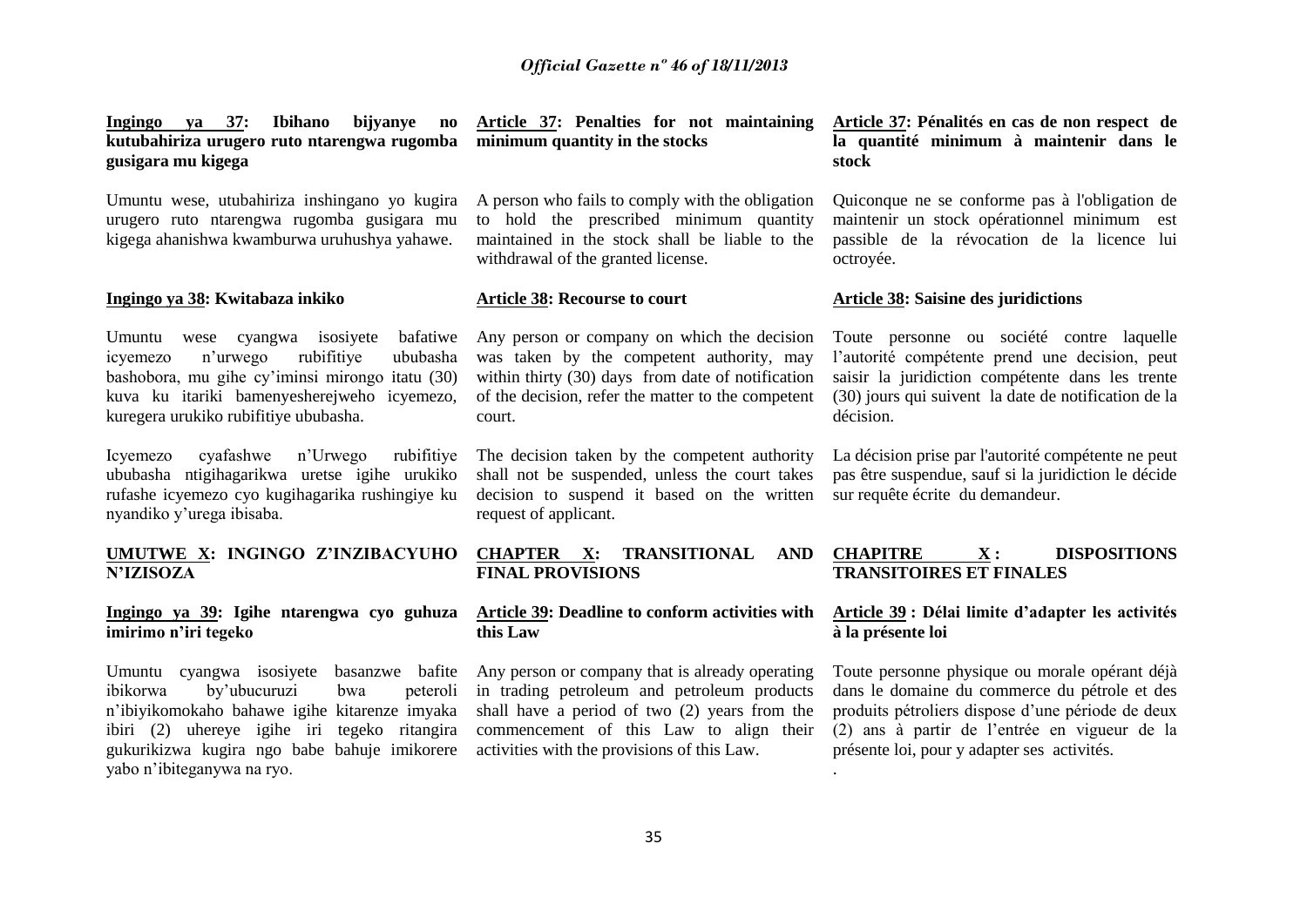**Ingingo ya 37: Ibihano bijyanye no kutubahiriza urugero ruto ntarengwa rugomba gusigara mu kigega**

Umuntu wese, utubahiriza inshingano yo kugira urugero ruto ntarengwa rugomba gusigara mu kigega ahanishwa kwamburwa uruhushya yahawe.

**Ingingo ya 38: Kwitabaza inkiko**

Umuntu wese cyangwa isosiyete bafatiwe icyemezo n'urwego rubifitiye ububasha bashobora, mu gihe cy'iminsi mirongo itatu (30) kuva ku itariki bamenyesherejweho icyemezo, kuregera urukiko rubifitiye ububasha.

Icyemezo cyafashwe n'Urwego rubifitiye ububasha ntigihagarikwa uretse igihe urukiko rufashe icyemezo cyo kugihagarika rushingiye ku nyandiko y'urega ibisaba.

**UMUTWE X: INGINGO Z'INZIBACYUHO N'IZISOZA**

**Ingingo ya 39: Igihe ntarengwa cyo guhuza imirimo n'iri tegeko**

Umuntu cyangwa isosiyete basanzwe bafite ibikorwa by'ubucuruzi bwa peteroli n'ibiyikomokaho bahawe igihe kitarenze imyaka ibiri (2) uhereye igihe iri tegeko ritangira gukurikizwa kugira ngo babe bahuje imikorere yabo n'ibiteganywa na ryo.

**Article 37: Penalties for not maintaining minimum quantity in the stocks**

A person who fails to comply with the obligation to hold the prescribed minimum quantity maintained in the stock shall be liable to the withdrawal of the granted license.

**Article 38: Recourse to court**

Any person or company on which the decision was taken by the competent authority, may within thirty (30) days from date of notification of the decision, refer the matter to the competent court.

The decision taken by the competent authority shall not be suspended, unless the court takes decision to suspend it based on the written request of applicant.

**CHAPTER X: TRANSITIONAL AND FINAL PROVISIONS**

**Article 39: Deadline to conform activities with this Law**

Any person or company that is already operating in trading petroleum and petroleum products shall have a period of two (2) years from the commencement of this Law to align their activities with the provisions of this Law.

**Article 37: Pénalités en cas de non respect de la quantité minimum à maintenir dans le stock**

Quiconque ne se conforme pas à l'obligation de maintenir un stock opérationnel minimum est passible de la révocation de la licence lui octroyée.

**Article 38: Saisine des juridictions**

Toute personne ou société contre laquelle l'autorité compétente prend une decision, peut saisir la juridiction compétente dans les trente (30) jours qui suivent la date de notification de la décision.

La décision prise par l'autorité compétente ne peut pas être suspendue, sauf si la juridiction le décide sur requête écrite du demandeur.

**CHAPITRE X : DISPOSITIONS TRANSITOIRES ET FINALES**

**Article 39 : Délai limite d'adapter les activités à la présente loi**

Toute personne physique ou morale opérant déjà dans le domaine du commerce du pétrole et des produits pétroliers dispose d'une période de deux (2) ans à partir de l'entrée en vigueur de la présente loi, pour y adapter ses activités.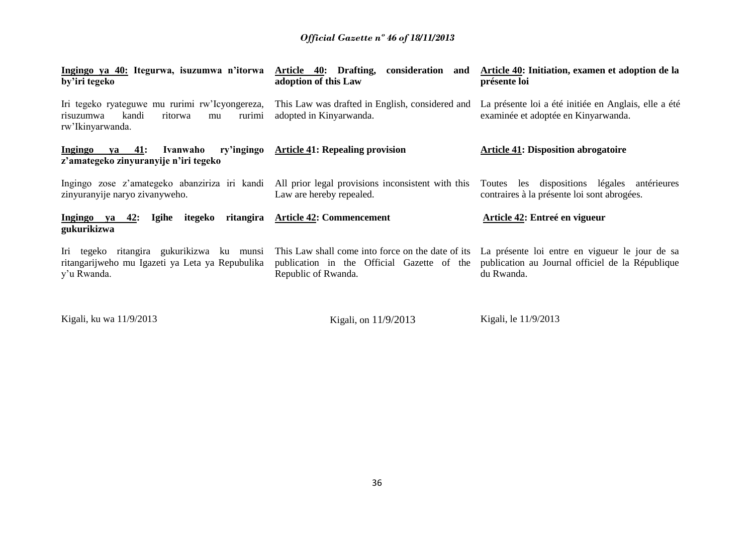**Ingingo ya 40: Itegurwa, isuzumwa n'itorwa by'iri tegeko**

Iri tegeko ryateguwe mu rurimi rw'Icyongereza, risuzumwa kandi ritorwa mu rurimi rw'Ikinyarwanda.

**Ingingo ya 41: Ivanwaho ry'ingingo z'amategeko zinyuranyije n'iri tegeko**

Ingingo zose z'amategeko abanziriza iri kandi zinyuranyije naryo zivanyweho.

**Ingingo ya 42: Igihe itegeko ritangira gukurikizwa**

Iri tegeko ritangira gukurikizwa ku munsi ritangarijweho mu Igazeti ya Leta ya Repubulika y'u Rwanda.

Kigali, ku wa 11/9/2013

**Article 40: Drafting, consideration and adoption of this Law**

This Law was drafted in English, considered and adopted in Kinyarwanda.

**Article 41: Repealing provision**

All prior legal provisions inconsistent with this Law are hereby repealed.

**Article 42: Commencement**

This Law shall come into force on the date of its publication in the Official Gazette of the Republic of Rwanda.

Kigali, on 11/9/2013

**Article 40: Initiation, examen et adoption de la présente loi**

La présente loi a été initiée en Anglais, elle a été examinée et adoptée en Kinyarwanda.

**Article 41: Disposition abrogatoire**

Toutes les dispositions légales antérieures contraires à la présente loi sont abrogées.

**Article 42: Entreé en vigueur**

La présente loi entre en vigueur le jour de sa publication au Journal officiel de la République du Rwanda.

Kigali, le 11/9/2013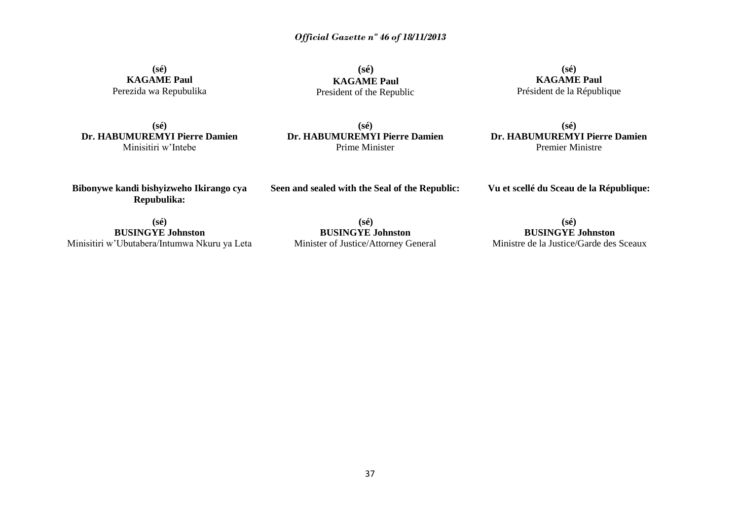**(sé)**
**KAGAME Paul**
Perezida wa Repubulika

**(sé)**
**KAGAME Paul**
President of the Republic

**(sé)**
**KAGAME Paul**
Président de la République

**(sé)**
**Dr. HABUMUREMYI Pierre Damien**
Minisitiri w'Intebe

**(sé)**
**Dr. HABUMUREMYI Pierre Damien**
Prime Minister

**(sé)**
**Dr. HABUMUREMYI Pierre Damien**
Premier Ministre

**Bibonywe kandi bishyizweho Ikirango cya Repubulika:**

**(sé)**
**BUSINGYE Johnston**
Minisitiri w'Ubutabera/Intumwa Nkuru ya Leta

**Seen and sealed with the Seal of the Republic:**

**(sé)**
**BUSINGYE Johnston**
Minister of Justice/Attorney General

**Vu et scellé du Sceau de la République:**

**(sé)**
**BUSINGYE Johnston**
Ministre de la Justice/Garde des Sceaux